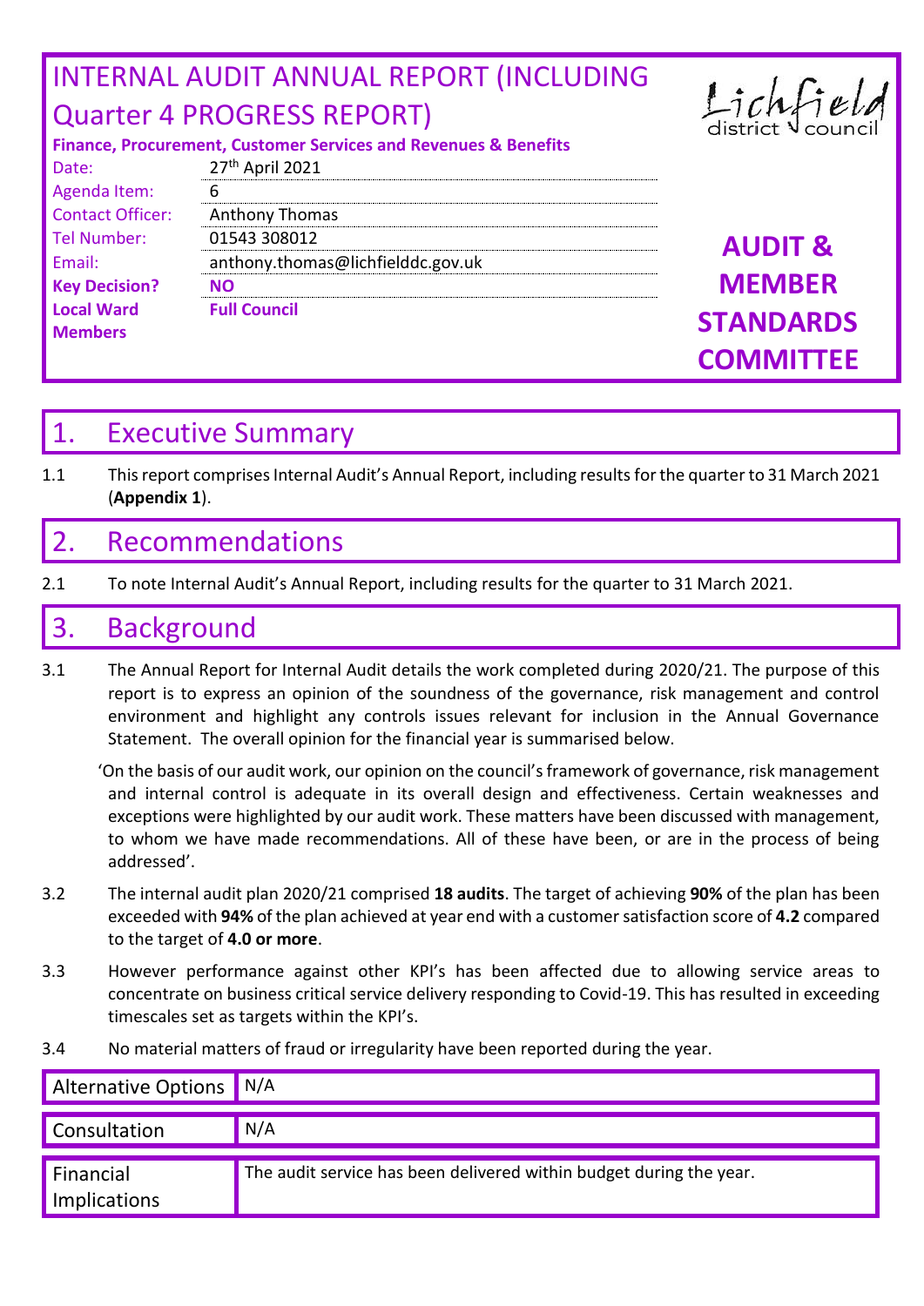# INTERNAL AUDIT ANNUAL REPORT (INCLUDING Quarter 4 PROGRESS REPORT)

**Finance, Procurement, Customer Services and Revenues & Benefits**

Lichfield district council

**AUDIT & MEMBER STANDARDS COMMITTEE**

| | |
|---|---|
| Date: | 27th April 2021 |
| Agenda Item: | 6 |
| Contact Officer: | Anthony Thomas |
| Tel Number: | 01543 308012 |
| Email: | anthony.thomas@lichfielddc.gov.uk |
| **Key Decision?** | **NO** |
| **Local Ward Members** | **Full Council** |

## 1. Executive Summary

1.1 This report comprises Internal Audit's Annual Report, including results for the quarter to 31 March 2021 (**Appendix 1**).

## 2. Recommendations

2.1 To note Internal Audit's Annual Report, including results for the quarter to 31 March 2021.

## 3. Background

3.1 The Annual Report for Internal Audit details the work completed during 2020/21. The purpose of this report is to express an opinion of the soundness of the governance, risk management and control environment and highlight any controls issues relevant for inclusion in the Annual Governance Statement. The overall opinion for the financial year is summarised below.

'On the basis of our audit work, our opinion on the council's framework of governance, risk management and internal control is adequate in its overall design and effectiveness. Certain weaknesses and exceptions were highlighted by our audit work. These matters have been discussed with management, to whom we have made recommendations. All of these have been, or are in the process of being addressed'.

3.2 The internal audit plan 2020/21 comprised **18 audits**. The target of achieving **90%** of the plan has been exceeded with **94%** of the plan achieved at year end with a customer satisfaction score of **4.2** compared to the target of **4.0 or more**.

3.3 However performance against other KPI's has been affected due to allowing service areas to concentrate on business critical service delivery responding to Covid-19. This has resulted in exceeding timescales set as targets within the KPI's.

3.4 No material matters of fraud or irregularity have been reported during the year.

| | |
|---|---|
| Alternative Options | N/A |
| Consultation | N/A |
| Financial Implications | The audit service has been delivered within budget during the year. |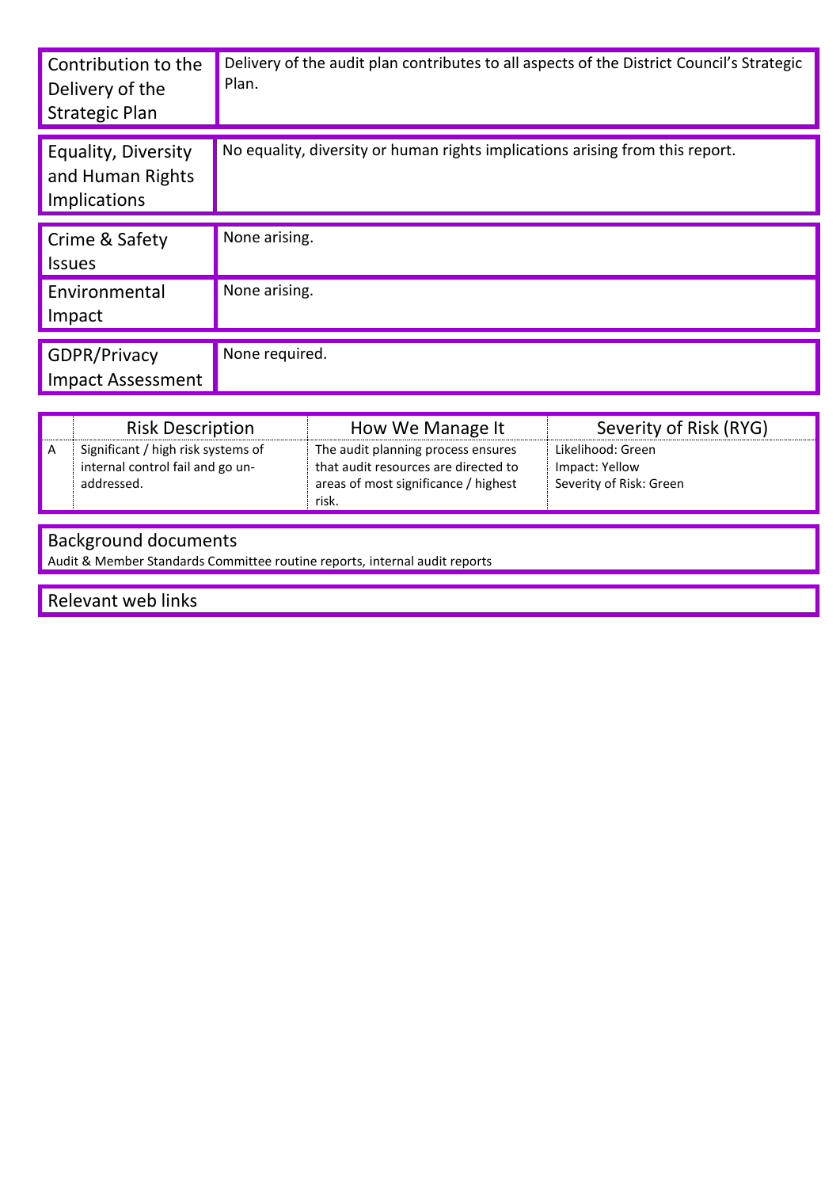| Contribution to the Delivery of the Strategic Plan | Delivery of the audit plan contributes to all aspects of the District Council's Strategic Plan. |
| --- | --- |

| Equality, Diversity and Human Rights Implications | No equality, diversity or human rights implications arising from this report. |
| --- | --- |

| Crime & Safety Issues | None arising. |
| --- | --- |
| Environmental Impact | None arising. |

| GDPR/Privacy Impact Assessment | None required. |
| --- | --- |

| | Risk Description | How We Manage It | Severity of Risk (RYG) |
| --- | --- | --- | --- |
| A | Significant / high risk systems of internal control fail and go un-addressed. | The audit planning process ensures that audit resources are directed to areas of most significance / highest risk. | Likelihood: Green<br>Impact: Yellow<br>Severity of Risk: Green |

**Background documents**

Audit & Member Standards Committee routine reports, internal audit reports

**Relevant web links**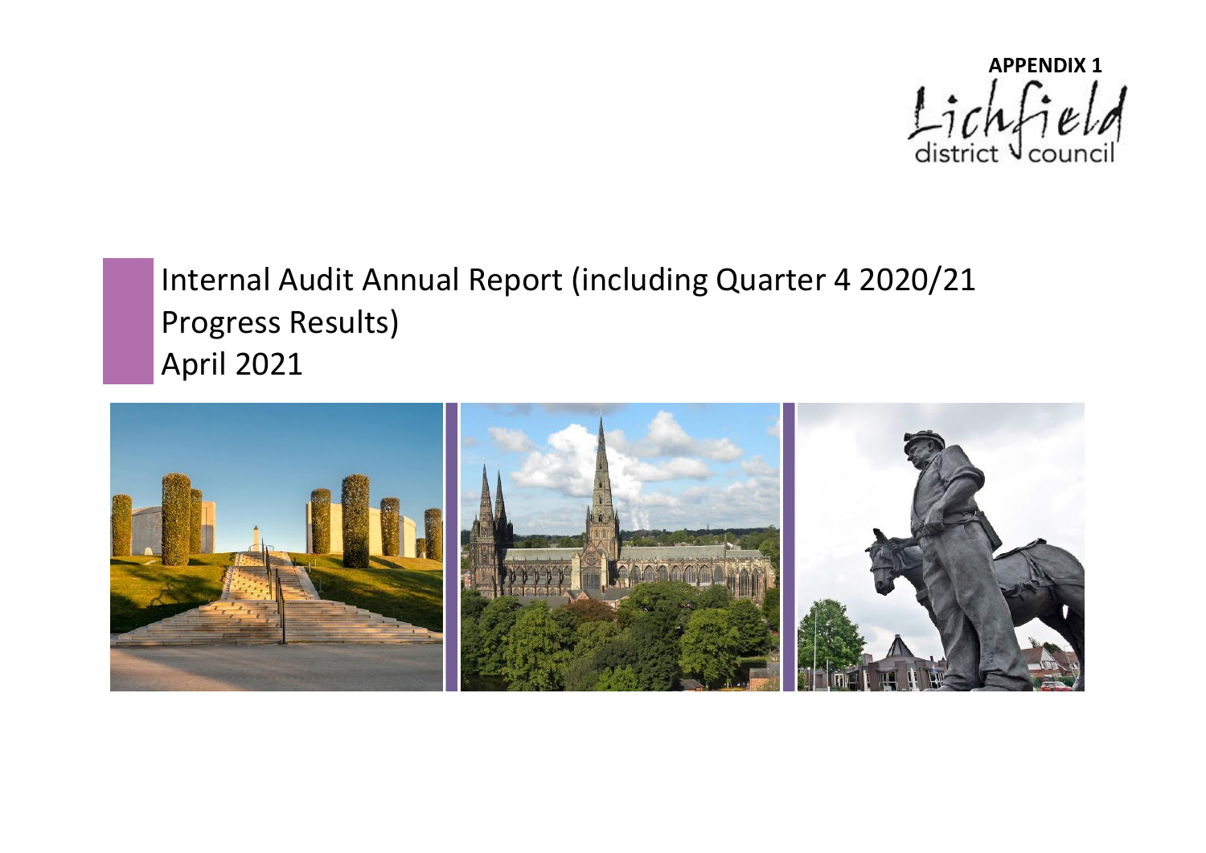**APPENDIX 1**

Lichfield district council

# Internal Audit Annual Report (including Quarter 4 2020/21 Progress Results)
April 2021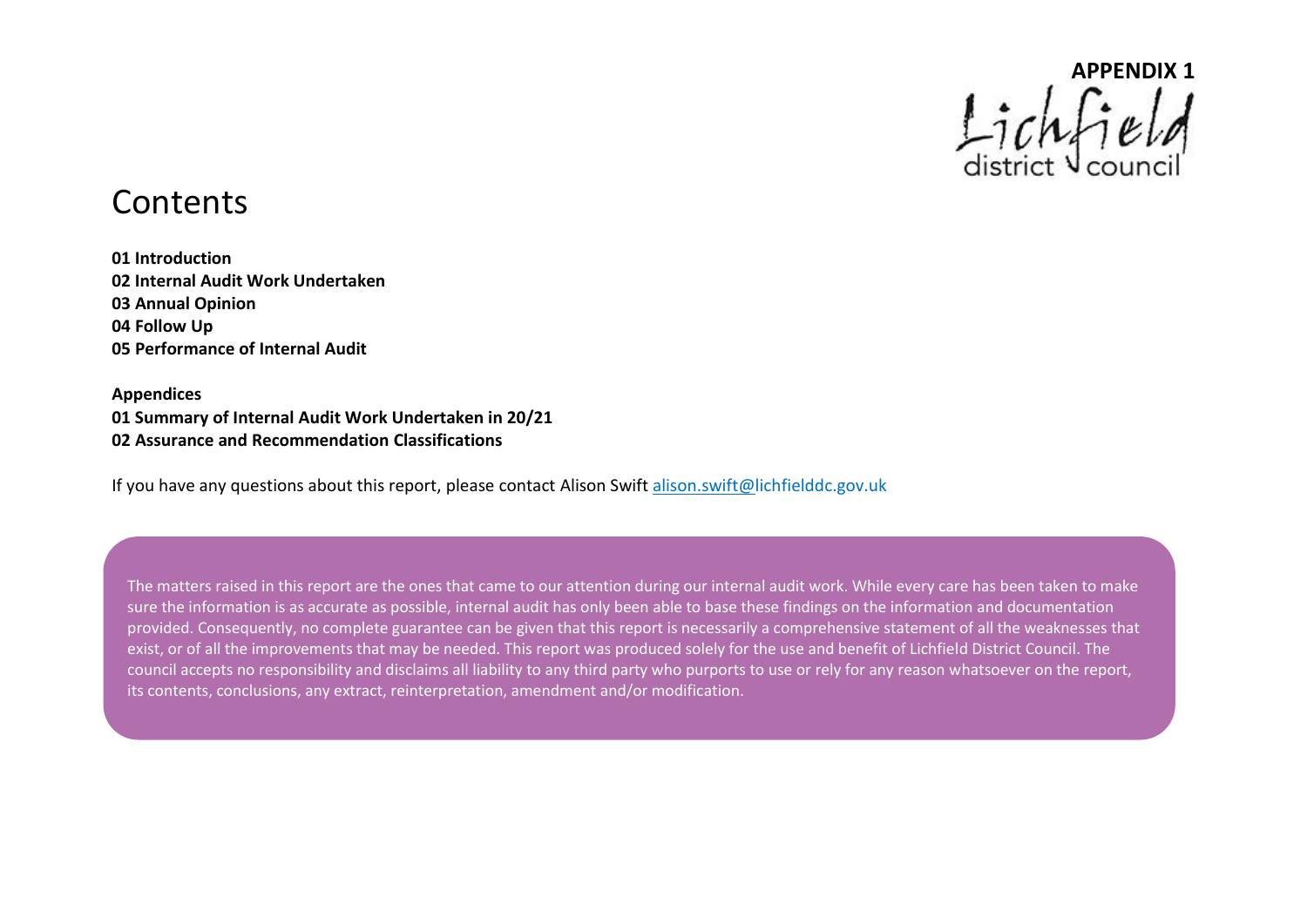**APPENDIX 1**

Lichfield district council

# Contents

**01 Introduction**
**02 Internal Audit Work Undertaken**
**03 Annual Opinion**
**04 Follow Up**
**05 Performance of Internal Audit**

**Appendices**
**01 Summary of Internal Audit Work Undertaken in 20/21**
**02 Assurance and Recommendation Classifications**

If you have any questions about this report, please contact Alison Swift alison.swift@lichfielddc.gov.uk

The matters raised in this report are the ones that came to our attention during our internal audit work. While every care has been taken to make sure the information is as accurate as possible, internal audit has only been able to base these findings on the information and documentation provided. Consequently, no complete guarantee can be given that this report is necessarily a comprehensive statement of all the weaknesses that exist, or of all the improvements that may be needed. This report was produced solely for the use and benefit of Lichfield District Council. The council accepts no responsibility and disclaims all liability to any third party who purports to use or rely for any reason whatsoever on the report, its contents, conclusions, any extract, reinterpretation, amendment and/or modification.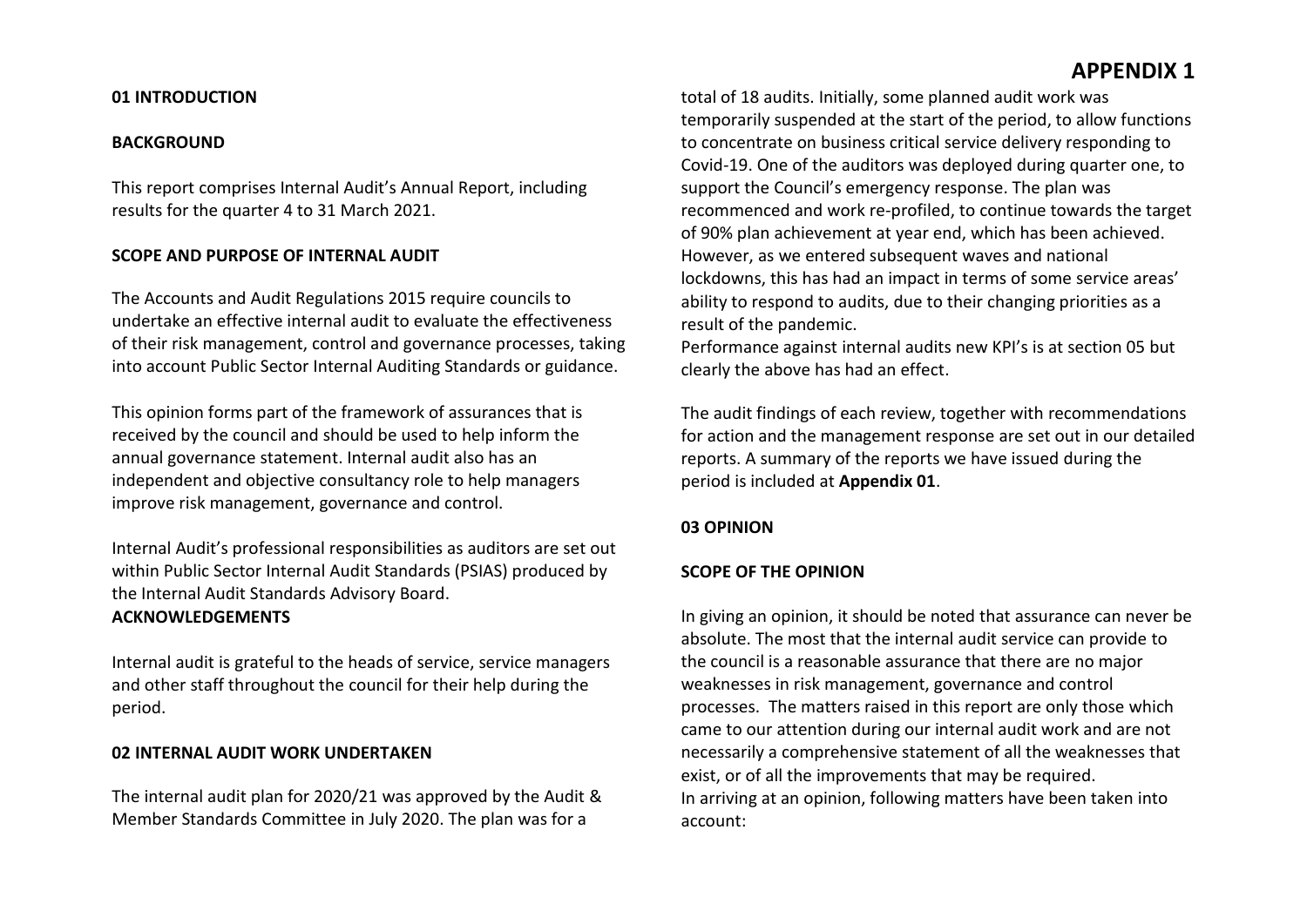# APPENDIX 1

**01 INTRODUCTION**

**BACKGROUND**

This report comprises Internal Audit's Annual Report, including results for the quarter 4 to 31 March 2021.

**SCOPE AND PURPOSE OF INTERNAL AUDIT**

The Accounts and Audit Regulations 2015 require councils to undertake an effective internal audit to evaluate the effectiveness of their risk management, control and governance processes, taking into account Public Sector Internal Auditing Standards or guidance.

This opinion forms part of the framework of assurances that is received by the council and should be used to help inform the annual governance statement. Internal audit also has an independent and objective consultancy role to help managers improve risk management, governance and control.

Internal Audit's professional responsibilities as auditors are set out within Public Sector Internal Audit Standards (PSIAS) produced by the Internal Audit Standards Advisory Board.

**ACKNOWLEDGEMENTS**

Internal audit is grateful to the heads of service, service managers and other staff throughout the council for their help during the period.

**02 INTERNAL AUDIT WORK UNDERTAKEN**

The internal audit plan for 2020/21 was approved by the Audit & Member Standards Committee in July 2020. The plan was for a total of 18 audits. Initially, some planned audit work was temporarily suspended at the start of the period, to allow functions to concentrate on business critical service delivery responding to Covid-19. One of the auditors was deployed during quarter one, to support the Council's emergency response. The plan was recommenced and work re-profiled, to continue towards the target of 90% plan achievement at year end, which has been achieved. However, as we entered subsequent waves and national lockdowns, this has had an impact in terms of some service areas' ability to respond to audits, due to their changing priorities as a result of the pandemic.

Performance against internal audits new KPI's is at section 05 but clearly the above has had an effect.

The audit findings of each review, together with recommendations for action and the management response are set out in our detailed reports. A summary of the reports we have issued during the period is included at **Appendix 01**.

**03 OPINION**

**SCOPE OF THE OPINION**

In giving an opinion, it should be noted that assurance can never be absolute. The most that the internal audit service can provide to the council is a reasonable assurance that there are no major weaknesses in risk management, governance and control processes. The matters raised in this report are only those which came to our attention during our internal audit work and are not necessarily a comprehensive statement of all the weaknesses that exist, or of all the improvements that may be required.

In arriving at an opinion, following matters have been taken into account: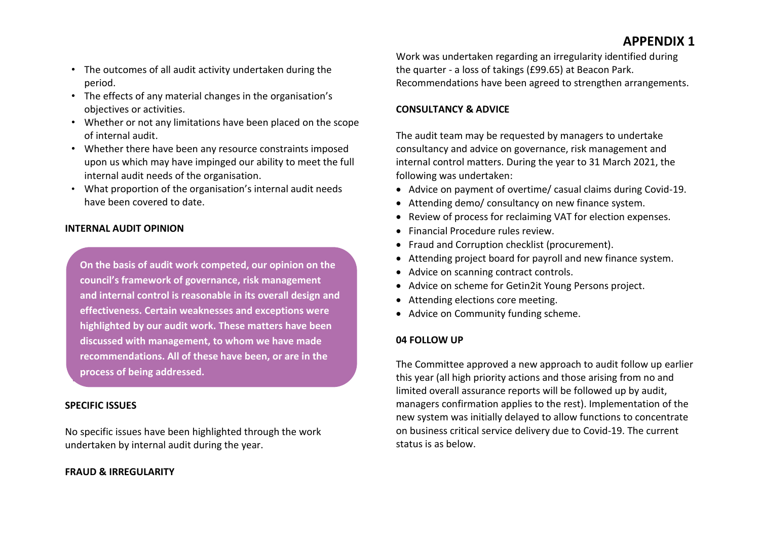# APPENDIX 1

- The outcomes of all audit activity undertaken during the period.
- The effects of any material changes in the organisation's objectives or activities.
- Whether or not any limitations have been placed on the scope of internal audit.
- Whether there have been any resource constraints imposed upon us which may have impinged our ability to meet the full internal audit needs of the organisation.
- What proportion of the organisation's internal audit needs have been covered to date.

**INTERNAL AUDIT OPINION**

**On the basis of audit work competed, our opinion on the council's framework of governance, risk management and internal control is reasonable in its overall design and effectiveness. Certain weaknesses and exceptions were highlighted by our audit work. These matters have been discussed with management, to whom we have made recommendations. All of these have been, or are in the process of being addressed.**

**SPECIFIC ISSUES**

No specific issues have been highlighted through the work undertaken by internal audit during the year.

**FRAUD & IRREGULARITY**

Work was undertaken regarding an irregularity identified during the quarter - a loss of takings (£99.65) at Beacon Park. Recommendations have been agreed to strengthen arrangements.

**CONSULTANCY & ADVICE**

The audit team may be requested by managers to undertake consultancy and advice on governance, risk management and internal control matters. During the year to 31 March 2021, the following was undertaken:

- Advice on payment of overtime/ casual claims during Covid-19.
- Attending demo/ consultancy on new finance system.
- Review of process for reclaiming VAT for election expenses.
- Financial Procedure rules review.
- Fraud and Corruption checklist (procurement).
- Attending project board for payroll and new finance system.
- Advice on scanning contract controls.
- Advice on scheme for Getin2it Young Persons project.
- Attending elections core meeting.
- Advice on Community funding scheme.

**04 FOLLOW UP**

The Committee approved a new approach to audit follow up earlier this year (all high priority actions and those arising from no and limited overall assurance reports will be followed up by audit, managers confirmation applies to the rest). Implementation of the new system was initially delayed to allow functions to concentrate on business critical service delivery due to Covid-19. The current status is as below.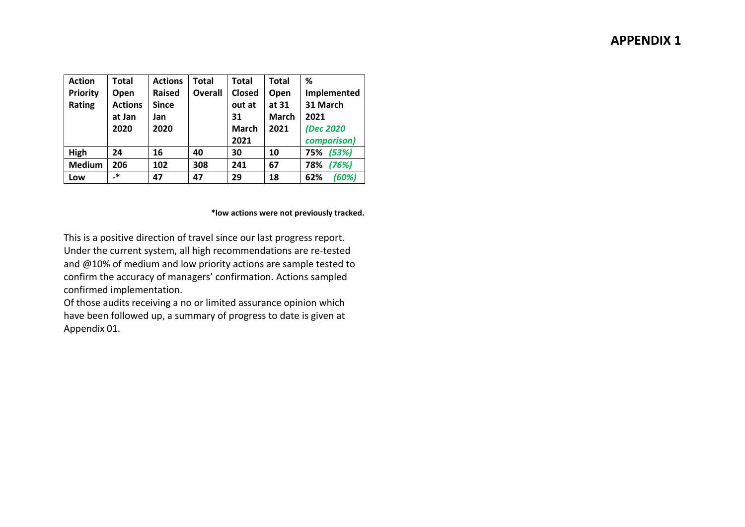# APPENDIX 1

| Action Priority Rating | Total Open Actions at Jan 2020 | Actions Raised Since Jan 2020 | Total Overall | Total Closed out at 31 March 2021 | Total Open at 31 March 2021 | % Implemented 31 March 2021 *(Dec 2020 comparison)* |
|---|---|---|---|---|---|---|
| **High** | **24** | **16** | **40** | **30** | **10** | **75%** ***(53%)*** |
| **Medium** | **206** | **102** | **308** | **241** | **67** | **78%** ***(76%)*** |
| **Low** | **-*** | **47** | **47** | **29** | **18** | **62%** ***(60%)*** |

***low actions were not previously tracked.**

This is a positive direction of travel since our last progress report. Under the current system, all high recommendations are re-tested and @10% of medium and low priority actions are sample tested to confirm the accuracy of managers' confirmation. Actions sampled confirmed implementation.

Of those audits receiving a no or limited assurance opinion which have been followed up, a summary of progress to date is given at Appendix 01.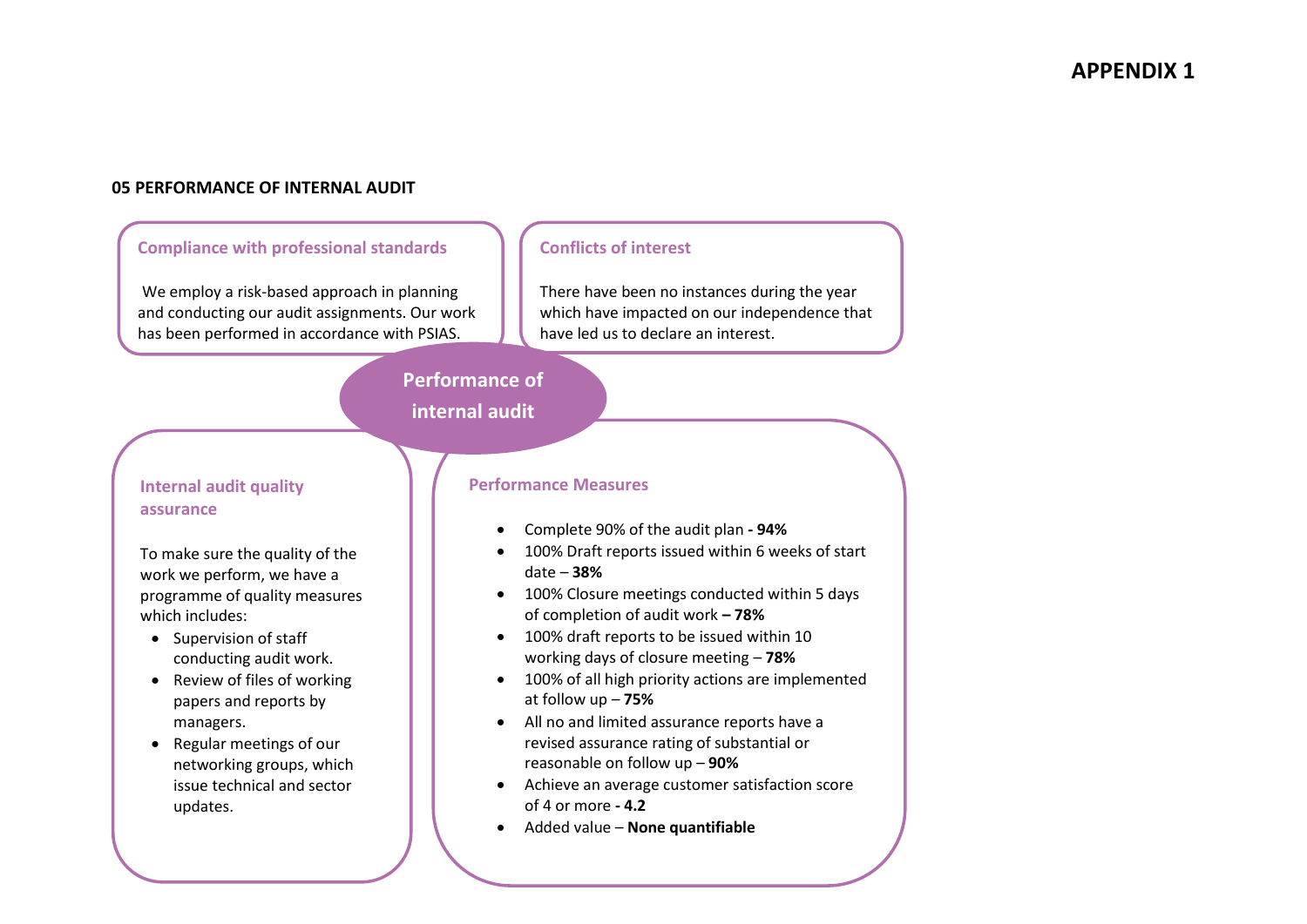# APPENDIX 1

## 05 PERFORMANCE OF INTERNAL AUDIT

### Performance of internal audit

#### Compliance with professional standards

We employ a risk-based approach in planning and conducting our audit assignments. Our work has been performed in accordance with PSIAS.

#### Conflicts of interest

There have been no instances during the year which have impacted on our independence that have led us to declare an interest.

#### Internal audit quality assurance

To make sure the quality of the work we perform, we have a programme of quality measures which includes:

- Supervision of staff conducting audit work.
- Review of files of working papers and reports by managers.
- Regular meetings of our networking groups, which issue technical and sector updates.

#### Performance Measures

- Complete 90% of the audit plan **- 94%**
- 100% Draft reports issued within 6 weeks of start date – **38%**
- 100% Closure meetings conducted within 5 days of completion of audit work **– 78%**
- 100% draft reports to be issued within 10 working days of closure meeting – **78%**
- 100% of all high priority actions are implemented at follow up – **75%**
- All no and limited assurance reports have a revised assurance rating of substantial or reasonable on follow up – **90%**
- Achieve an average customer satisfaction score of 4 or more **- 4.2**
- Added value – **None quantifiable**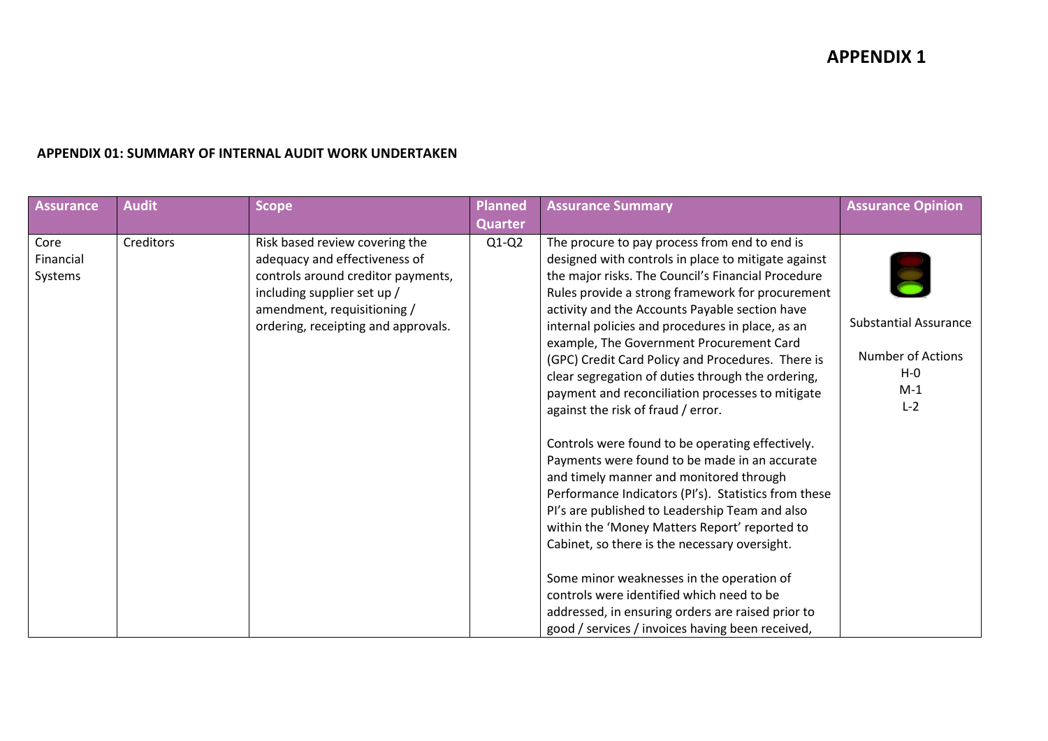# APPENDIX 1

**APPENDIX 01: SUMMARY OF INTERNAL AUDIT WORK UNDERTAKEN**

| Assurance | Audit | Scope | Planned Quarter | Assurance Summary | Assurance Opinion |
|---|---|---|---|---|---|
| Core Financial Systems | Creditors | Risk based review covering the adequacy and effectiveness of controls around creditor payments, including supplier set up / amendment, requisitioning / ordering, receipting and approvals. | Q1-Q2 | The procure to pay process from end to end is designed with controls in place to mitigate against the major risks. The Council's Financial Procedure Rules provide a strong framework for procurement activity and the Accounts Payable section have internal policies and procedures in place, as an example, The Government Procurement Card (GPC) Credit Card Policy and Procedures. There is clear segregation of duties through the ordering, payment and reconciliation processes to mitigate against the risk of fraud / error.<br><br>Controls were found to be operating effectively. Payments were found to be made in an accurate and timely manner and monitored through Performance Indicators (PI's). Statistics from these PI's are published to Leadership Team and also within the 'Money Matters Report' reported to Cabinet, so there is the necessary oversight.<br><br>Some minor weaknesses in the operation of controls were identified which need to be addressed, in ensuring orders are raised prior to good / services / invoices having been received, | Substantial Assurance<br><br>Number of Actions<br>H-0<br>M-1<br>L-2 |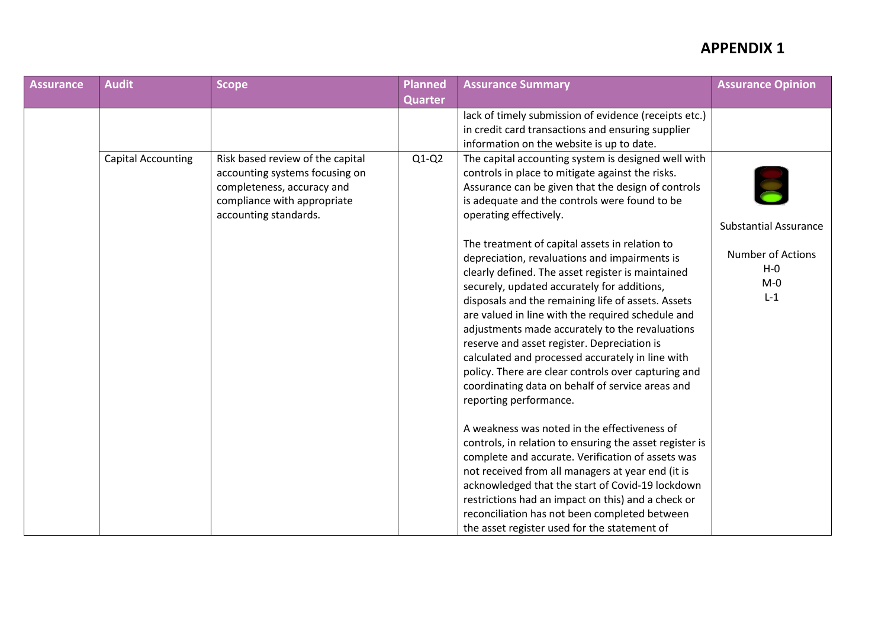# APPENDIX 1

| Assurance | Audit | Scope | Planned Quarter | Assurance Summary | Assurance Opinion |
|---|---|---|---|---|---|
| | | | | lack of timely submission of evidence (receipts etc.) in credit card transactions and ensuring supplier information on the website is up to date. | |
| | Capital Accounting | Risk based review of the capital accounting systems focusing on completeness, accuracy and compliance with appropriate accounting standards. | Q1-Q2 | The capital accounting system is designed well with controls in place to mitigate against the risks. Assurance can be given that the design of controls is adequate and the controls were found to be operating effectively.<br><br>The treatment of capital assets in relation to depreciation, revaluations and impairments is clearly defined. The asset register is maintained securely, updated accurately for additions, disposals and the remaining life of assets. Assets are valued in line with the required schedule and adjustments made accurately to the revaluations reserve and asset register. Depreciation is calculated and processed accurately in line with policy. There are clear controls over capturing and coordinating data on behalf of service areas and reporting performance.<br><br>A weakness was noted in the effectiveness of controls, in relation to ensuring the asset register is complete and accurate. Verification of assets was not received from all managers at year end (it is acknowledged that the start of Covid-19 lockdown restrictions had an impact on this) and a check or reconciliation has not been completed between the asset register used for the statement of | Substantial Assurance<br><br>Number of Actions<br>H-0<br>M-0<br>L-1 |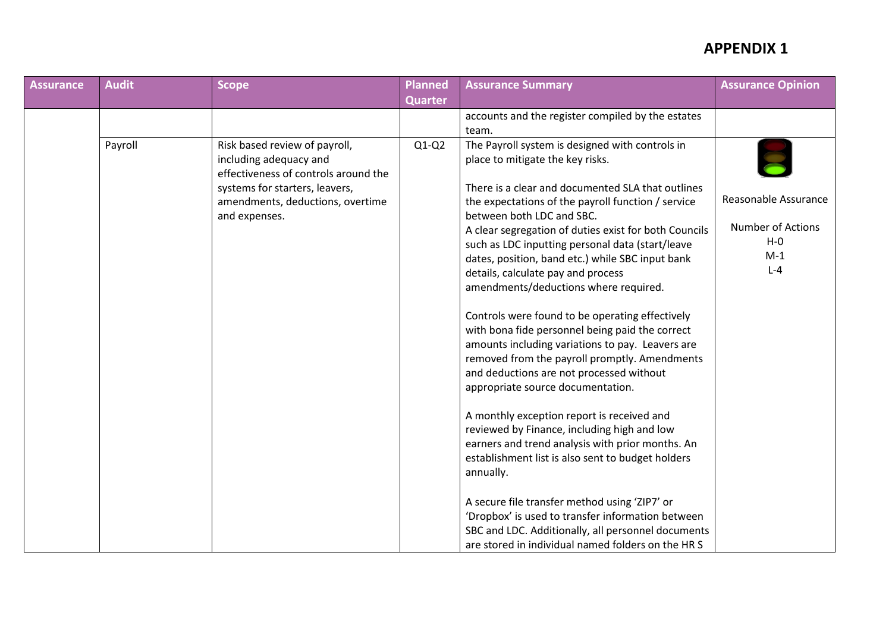# APPENDIX 1

| Assurance | Audit | Scope | Planned Quarter | Assurance Summary | Assurance Opinion |
|---|---|---|---|---|---|
| | | | | accounts and the register compiled by the estates team. | |
| | Payroll | Risk based review of payroll, including adequacy and effectiveness of controls around the systems for starters, leavers, amendments, deductions, overtime and expenses. | Q1-Q2 | The Payroll system is designed with controls in place to mitigate the key risks.<br><br>There is a clear and documented SLA that outlines the expectations of the payroll function / service between both LDC and SBC.<br>A clear segregation of duties exist for both Councils such as LDC inputting personal data (start/leave dates, position, band etc.) while SBC input bank details, calculate pay and process amendments/deductions where required.<br><br>Controls were found to be operating effectively with bona fide personnel being paid the correct amounts including variations to pay. Leavers are removed from the payroll promptly. Amendments and deductions are not processed without appropriate source documentation.<br><br>A monthly exception report is received and reviewed by Finance, including high and low earners and trend analysis with prior months. An establishment list is also sent to budget holders annually.<br><br>A secure file transfer method using 'ZIP7' or 'Dropbox' is used to transfer information between SBC and LDC. Additionally, all personnel documents are stored in individual named folders on the HR S | Reasonable Assurance<br><br>Number of Actions<br>H-0<br>M-1<br>L-4 |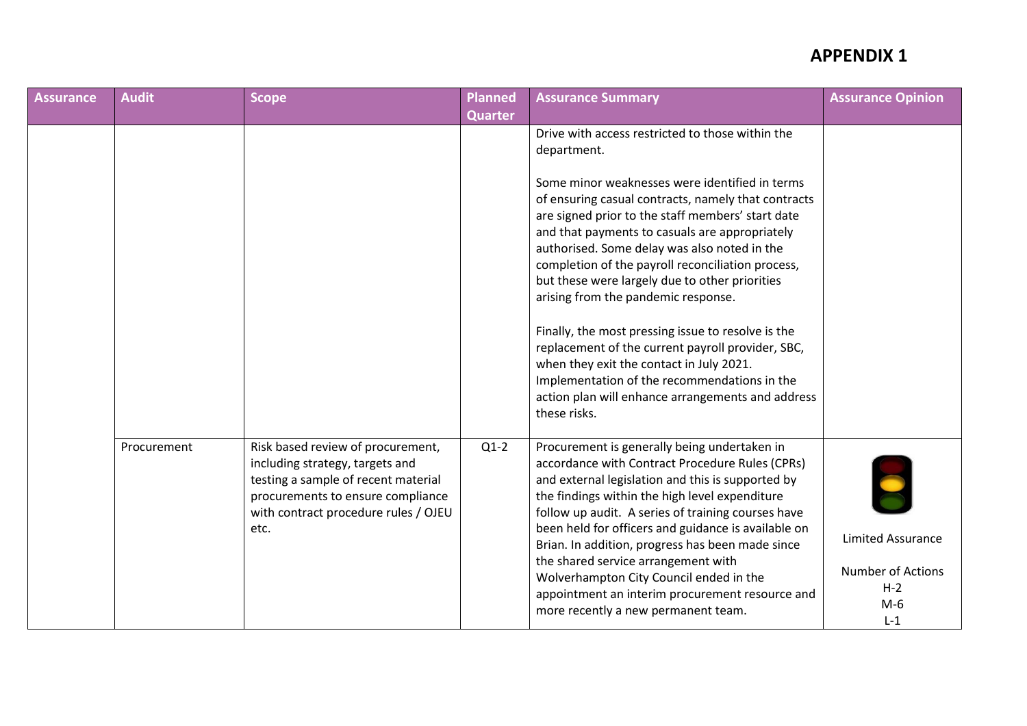# APPENDIX 1

| Assurance | Audit | Scope | Planned Quarter | Assurance Summary | Assurance Opinion |
|---|---|---|---|---|---|
| | | | | Drive with access restricted to those within the department.<br><br>Some minor weaknesses were identified in terms of ensuring casual contracts, namely that contracts are signed prior to the staff members' start date and that payments to casuals are appropriately authorised. Some delay was also noted in the completion of the payroll reconciliation process, but these were largely due to other priorities arising from the pandemic response.<br><br>Finally, the most pressing issue to resolve is the replacement of the current payroll provider, SBC, when they exit the contact in July 2021. Implementation of the recommendations in the action plan will enhance arrangements and address these risks. | |
| | Procurement | Risk based review of procurement, including strategy, targets and testing a sample of recent material procurements to ensure compliance with contract procedure rules / OJEU etc. | Q1-2 | Procurement is generally being undertaken in accordance with Contract Procedure Rules (CPRs) and external legislation and this is supported by the findings within the high level expenditure follow up audit. A series of training courses have been held for officers and guidance is available on Brian. In addition, progress has been made since the shared service arrangement with Wolverhampton City Council ended in the appointment an interim procurement resource and more recently a new permanent team. | Limited Assurance<br><br>Number of Actions<br>H-2<br>M-6<br>L-1 |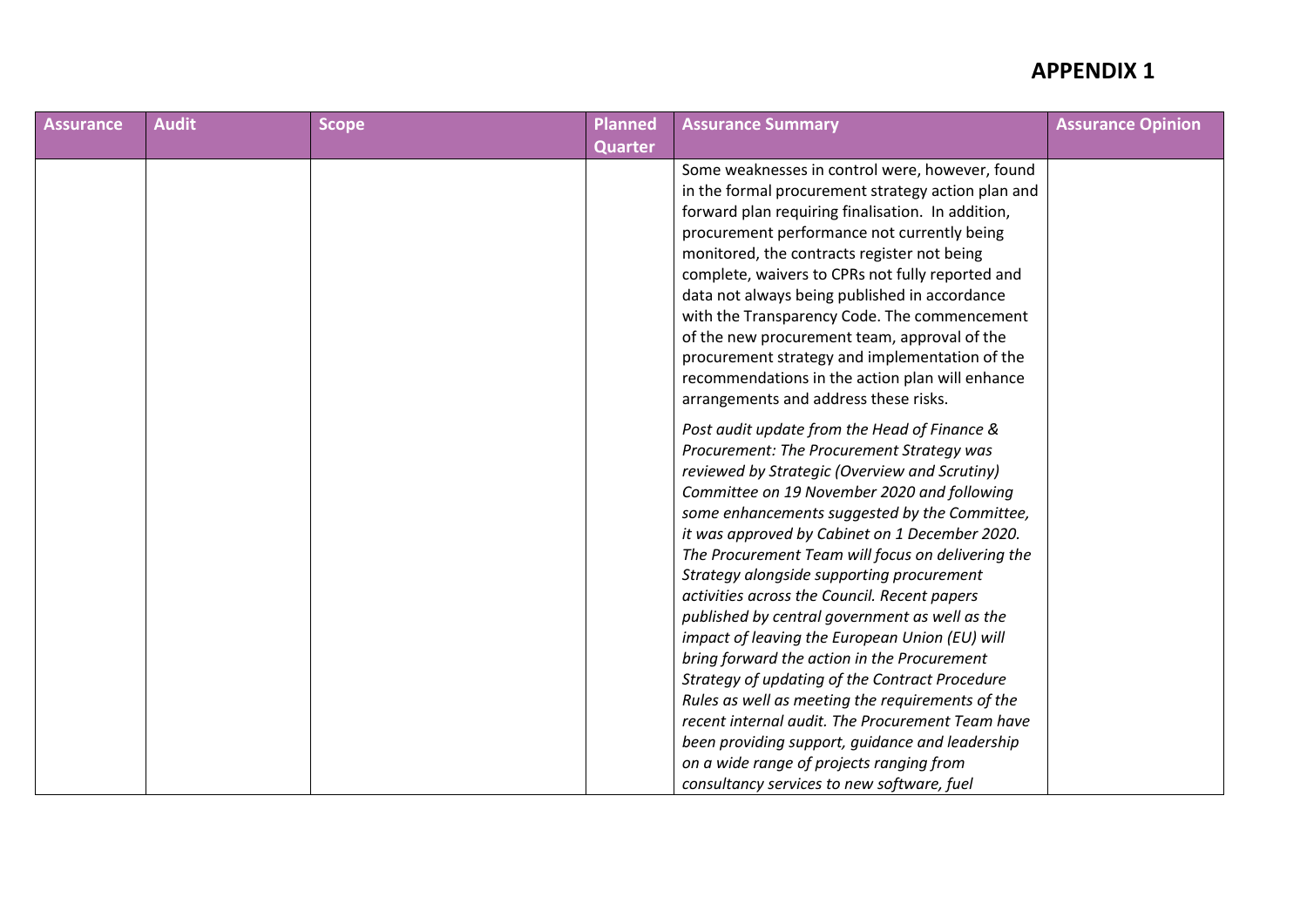# APPENDIX 1

| Assurance | Audit | Scope | Planned Quarter | Assurance Summary | Assurance Opinion |
|---|---|---|---|---|---|
| | | | | Some weaknesses in control were, however, found in the formal procurement strategy action plan and forward plan requiring finalisation. In addition, procurement performance not currently being monitored, the contracts register not being complete, waivers to CPRs not fully reported and data not always being published in accordance with the Transparency Code. The commencement of the new procurement team, approval of the procurement strategy and implementation of the recommendations in the action plan will enhance arrangements and address these risks.<br><br>*Post audit update from the Head of Finance & Procurement: The Procurement Strategy was reviewed by Strategic (Overview and Scrutiny) Committee on 19 November 2020 and following some enhancements suggested by the Committee, it was approved by Cabinet on 1 December 2020. The Procurement Team will focus on delivering the Strategy alongside supporting procurement activities across the Council. Recent papers published by central government as well as the impact of leaving the European Union (EU) will bring forward the action in the Procurement Strategy of updating of the Contract Procedure Rules as well as meeting the requirements of the recent internal audit. The Procurement Team have been providing support, guidance and leadership on a wide range of projects ranging from consultancy services to new software, fuel* | |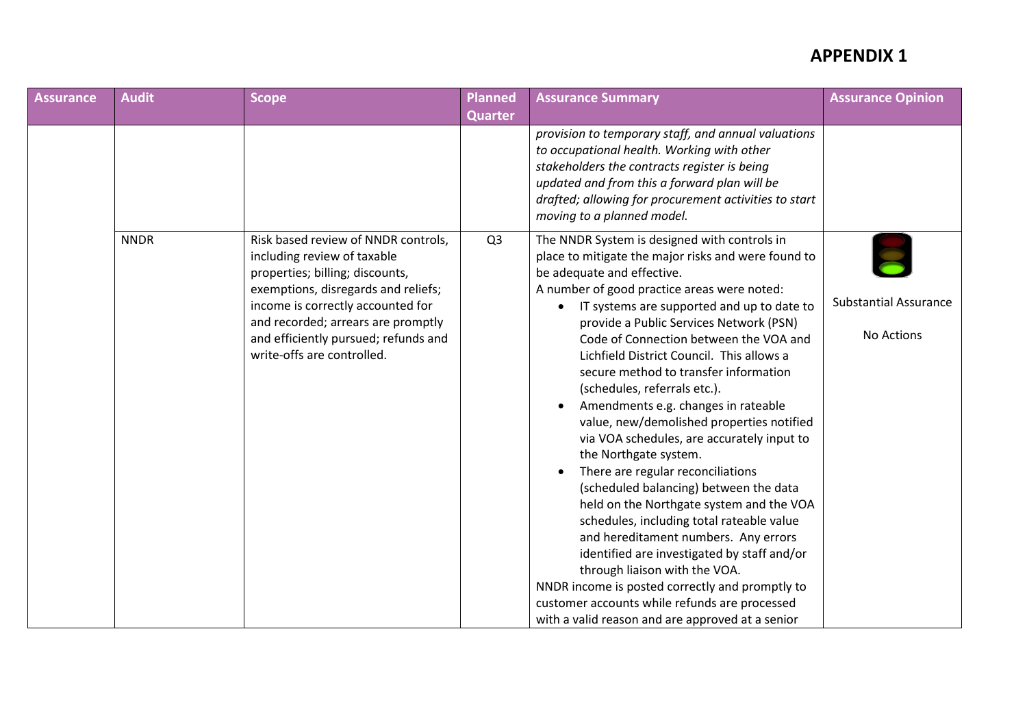# APPENDIX 1

| Assurance | Audit | Scope | Planned Quarter | Assurance Summary | Assurance Opinion |
|---|---|---|---|---|---|
| | | | | *provision to temporary staff, and annual valuations to occupational health. Working with other stakeholders the contracts register is being updated and from this a forward plan will be drafted; allowing for procurement activities to start moving to a planned model.* | |
| | NNDR | Risk based review of NNDR controls, including review of taxable properties; billing; discounts, exemptions, disregards and reliefs; income is correctly accounted for and recorded; arrears are promptly and efficiently pursued; refunds and write-offs are controlled. | Q3 | The NNDR System is designed with controls in place to mitigate the major risks and were found to be adequate and effective.<br>A number of good practice areas were noted:<br>• IT systems are supported and up to date to provide a Public Services Network (PSN) Code of Connection between the VOA and Lichfield District Council. This allows a secure method to transfer information (schedules, referrals etc.).<br>• Amendments e.g. changes in rateable value, new/demolished properties notified via VOA schedules, are accurately input to the Northgate system.<br>• There are regular reconciliations (scheduled balancing) between the data held on the Northgate system and the VOA schedules, including total rateable value and hereditament numbers. Any errors identified are investigated by staff and/or through liaison with the VOA.<br>NNDR income is posted correctly and promptly to customer accounts while refunds are processed with a valid reason and are approved at a senior | Substantial Assurance<br><br>No Actions |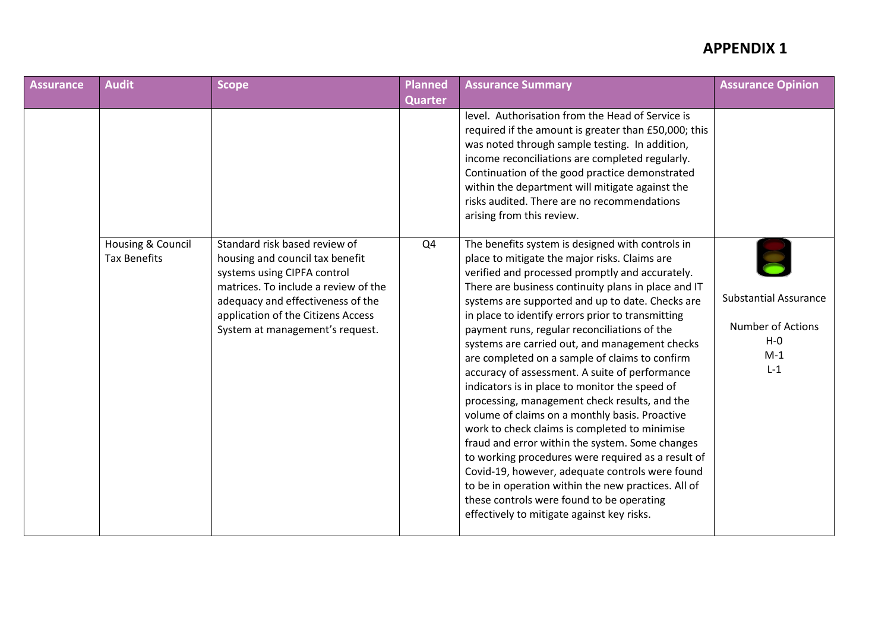# APPENDIX 1

| Assurance | Audit | Scope | Planned Quarter | Assurance Summary | Assurance Opinion |
|---|---|---|---|---|---|
| | | | | level. Authorisation from the Head of Service is required if the amount is greater than £50,000; this was noted through sample testing. In addition, income reconciliations are completed regularly. Continuation of the good practice demonstrated within the department will mitigate against the risks audited. There are no recommendations arising from this review. | |
| | Housing & Council Tax Benefits | Standard risk based review of housing and council tax benefit systems using CIPFA control matrices. To include a review of the adequacy and effectiveness of the application of the Citizens Access System at management's request. | Q4 | The benefits system is designed with controls in place to mitigate the major risks. Claims are verified and processed promptly and accurately. There are business continuity plans in place and IT systems are supported and up to date. Checks are in place to identify errors prior to transmitting payment runs, regular reconciliations of the systems are carried out, and management checks are completed on a sample of claims to confirm accuracy of assessment. A suite of performance indicators is in place to monitor the speed of processing, management check results, and the volume of claims on a monthly basis. Proactive work to check claims is completed to minimise fraud and error within the system. Some changes to working procedures were required as a result of Covid-19, however, adequate controls were found to be in operation within the new practices. All of these controls were found to be operating effectively to mitigate against key risks. | Substantial Assurance<br><br>Number of Actions<br>H-0<br>M-1<br>L-1 |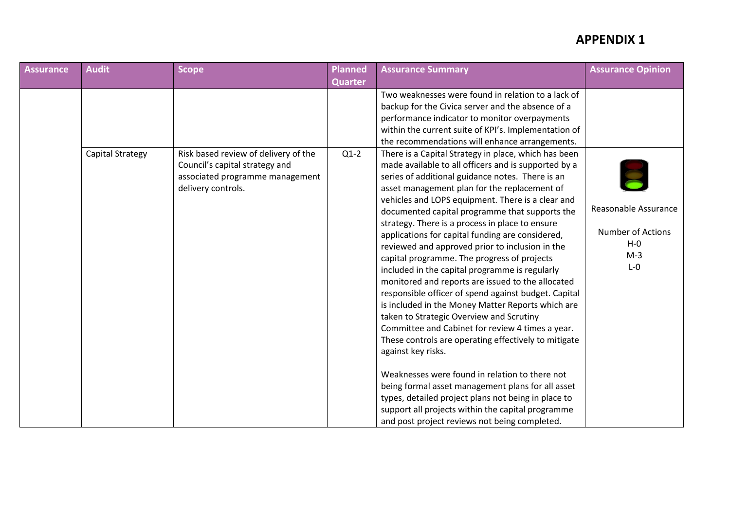# APPENDIX 1

| Assurance | Audit | Scope | Planned Quarter | Assurance Summary | Assurance Opinion |
|---|---|---|---|---|---|
| | | | | Two weaknesses were found in relation to a lack of backup for the Civica server and the absence of a performance indicator to monitor overpayments within the current suite of KPI's. Implementation of the recommendations will enhance arrangements. | |
| | Capital Strategy | Risk based review of delivery of the Council's capital strategy and associated programme management delivery controls. | Q1-2 | There is a Capital Strategy in place, which has been made available to all officers and is supported by a series of additional guidance notes. There is an asset management plan for the replacement of vehicles and LOPS equipment. There is a clear and documented capital programme that supports the strategy. There is a process in place to ensure applications for capital funding are considered, reviewed and approved prior to inclusion in the capital programme. The progress of projects included in the capital programme is regularly monitored and reports are issued to the allocated responsible officer of spend against budget. Capital is included in the Money Matter Reports which are taken to Strategic Overview and Scrutiny Committee and Cabinet for review 4 times a year. These controls are operating effectively to mitigate against key risks.<br><br>Weaknesses were found in relation to there not being formal asset management plans for all asset types, detailed project plans not being in place to support all projects within the capital programme and post project reviews not being completed. | Reasonable Assurance<br><br>Number of Actions<br>H-0<br>M-3<br>L-0 |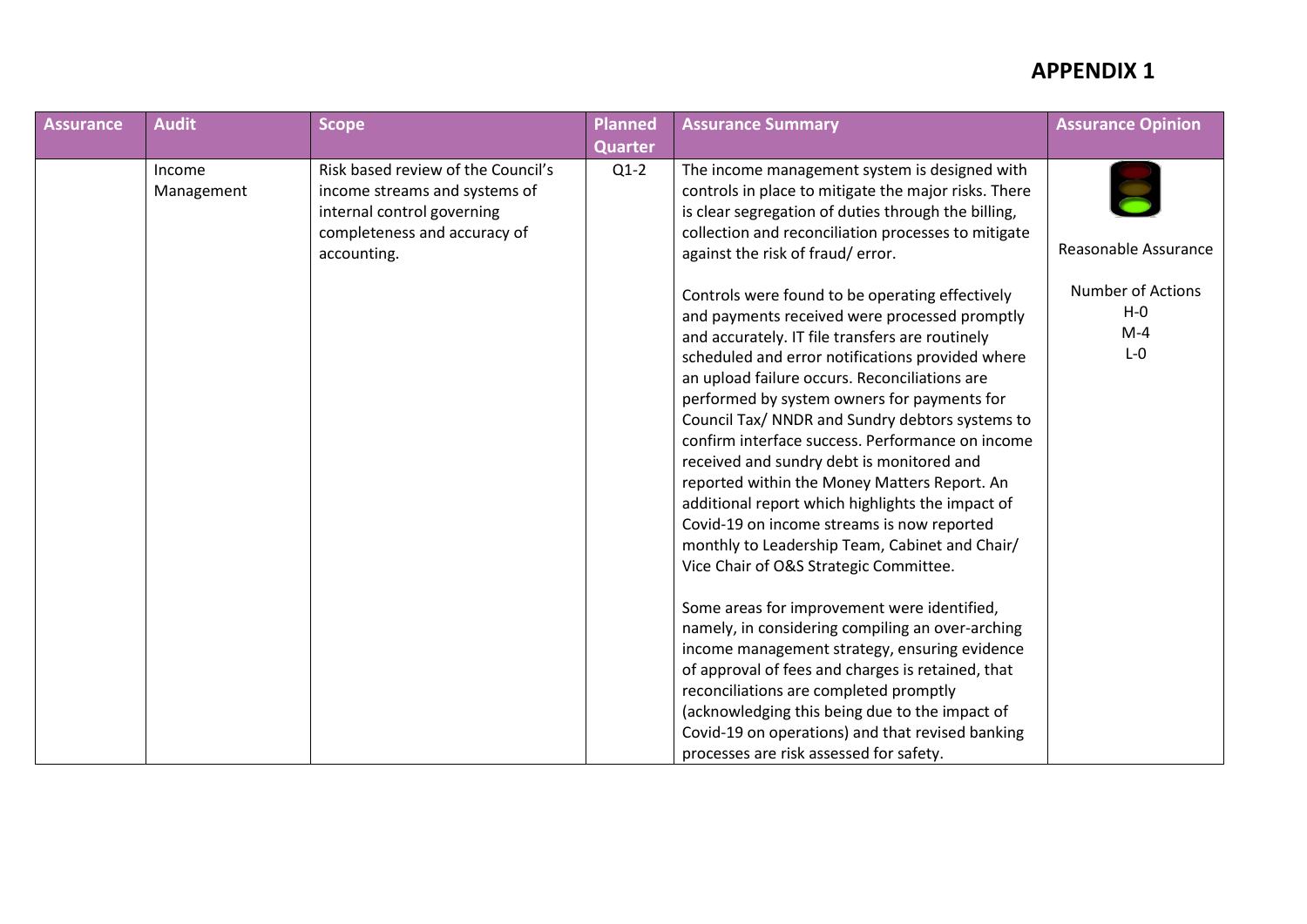# APPENDIX 1

| Assurance | Audit | Scope | Planned Quarter | Assurance Summary | Assurance Opinion |
|---|---|---|---|---|---|
| | Income Management | Risk based review of the Council's income streams and systems of internal control governing completeness and accuracy of accounting. | Q1-2 | The income management system is designed with controls in place to mitigate the major risks. There is clear segregation of duties through the billing, collection and reconciliation processes to mitigate against the risk of fraud/ error.<br><br>Controls were found to be operating effectively and payments received were processed promptly and accurately. IT file transfers are routinely scheduled and error notifications provided where an upload failure occurs. Reconciliations are performed by system owners for payments for Council Tax/ NNDR and Sundry debtors systems to confirm interface success. Performance on income received and sundry debt is monitored and reported within the Money Matters Report. An additional report which highlights the impact of Covid-19 on income streams is now reported monthly to Leadership Team, Cabinet and Chair/ Vice Chair of O&S Strategic Committee.<br><br>Some areas for improvement were identified, namely, in considering compiling an over-arching income management strategy, ensuring evidence of approval of fees and charges is retained, that reconciliations are completed promptly (acknowledging this being due to the impact of Covid-19 on operations) and that revised banking processes are risk assessed for safety. | Reasonable Assurance<br><br>Number of Actions<br>H-0<br>M-4<br>L-0 |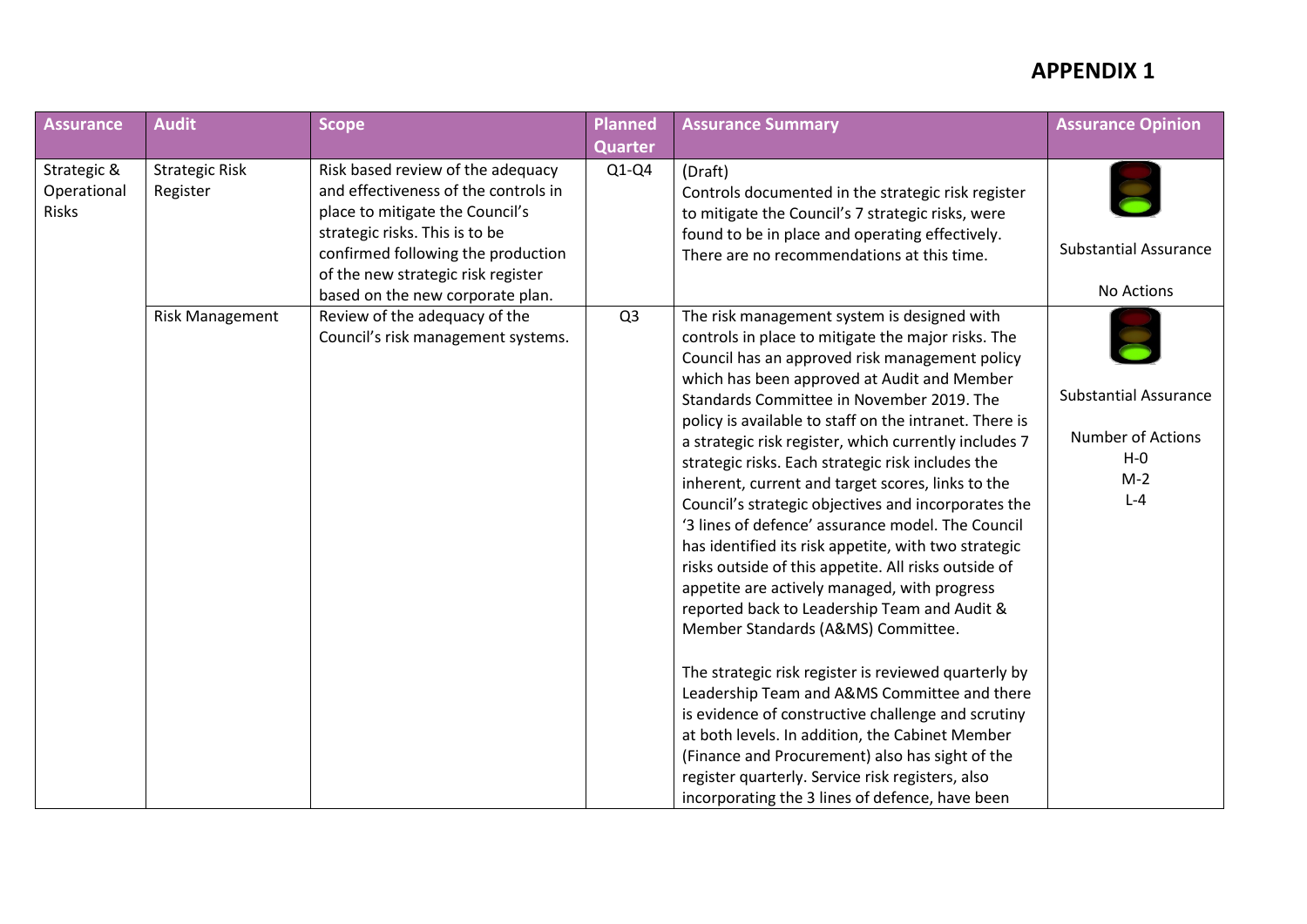# APPENDIX 1

| Assurance | Audit | Scope | Planned Quarter | Assurance Summary | Assurance Opinion |
|---|---|---|---|---|---|
| Strategic & Operational Risks | Strategic Risk Register | Risk based review of the adequacy and effectiveness of the controls in place to mitigate the Council's strategic risks. This is to be confirmed following the production of the new strategic risk register based on the new corporate plan. | Q1-Q4 | (Draft)<br>Controls documented in the strategic risk register to mitigate the Council's 7 strategic risks, were found to be in place and operating effectively. There are no recommendations at this time. | Substantial Assurance<br><br>No Actions |
| | Risk Management | Review of the adequacy of the Council's risk management systems. | Q3 | The risk management system is designed with controls in place to mitigate the major risks. The Council has an approved risk management policy which has been approved at Audit and Member Standards Committee in November 2019. The policy is available to staff on the intranet. There is a strategic risk register, which currently includes 7 strategic risks. Each strategic risk includes the inherent, current and target scores, links to the Council's strategic objectives and incorporates the '3 lines of defence' assurance model. The Council has identified its risk appetite, with two strategic risks outside of this appetite. All risks outside of appetite are actively managed, with progress reported back to Leadership Team and Audit & Member Standards (A&MS) Committee.<br><br>The strategic risk register is reviewed quarterly by Leadership Team and A&MS Committee and there is evidence of constructive challenge and scrutiny at both levels. In addition, the Cabinet Member (Finance and Procurement) also has sight of the register quarterly. Service risk registers, also incorporating the 3 lines of defence, have been | Substantial Assurance<br><br>Number of Actions<br>H-0<br>M-2<br>L-4 |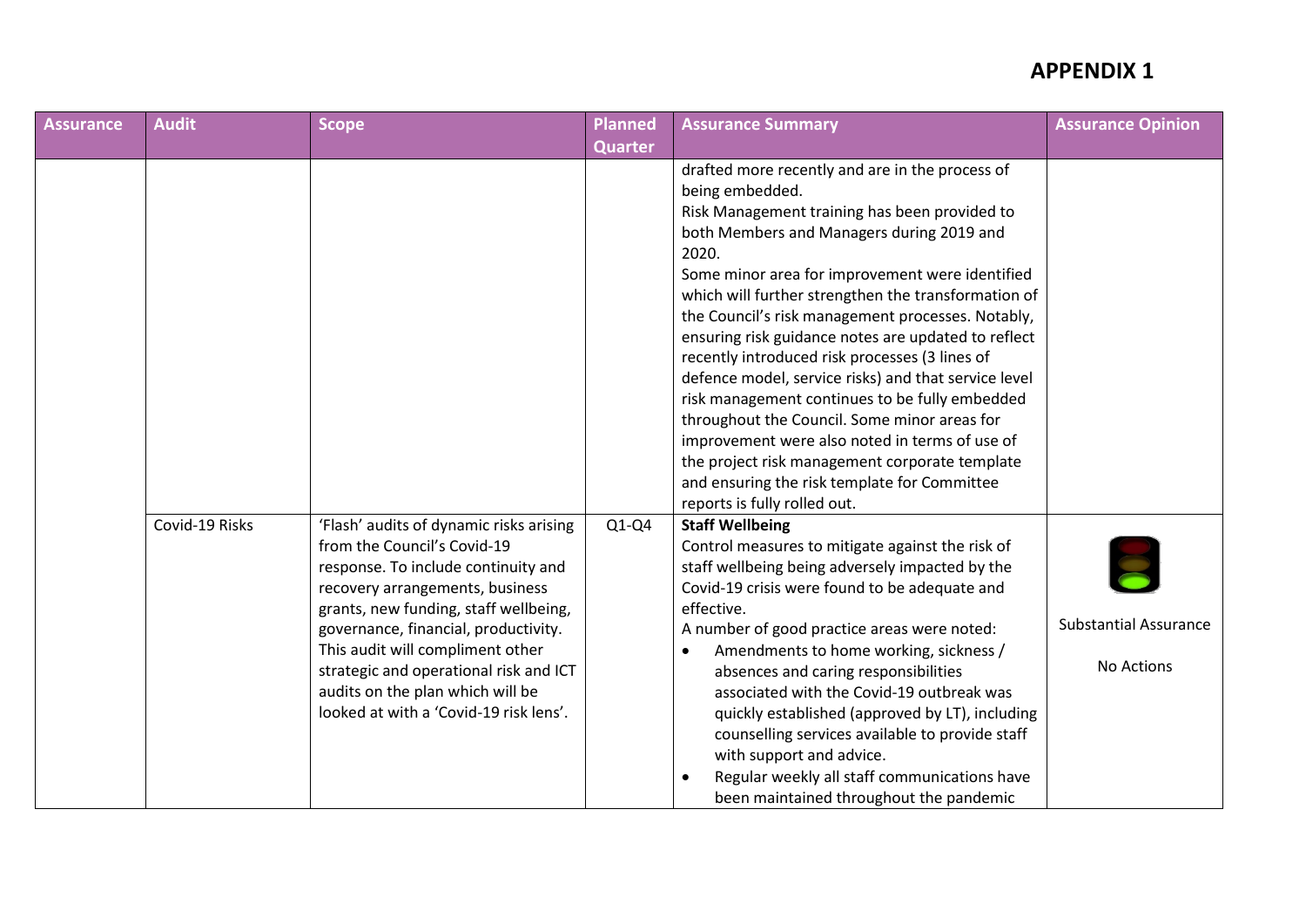# APPENDIX 1

| Assurance | Audit | Scope | Planned Quarter | Assurance Summary | Assurance Opinion |
|---|---|---|---|---|---|
| | | | | drafted more recently and are in the process of being embedded.<br>Risk Management training has been provided to both Members and Managers during 2019 and 2020.<br>Some minor area for improvement were identified which will further strengthen the transformation of the Council's risk management processes. Notably, ensuring risk guidance notes are updated to reflect recently introduced risk processes (3 lines of defence model, service risks) and that service level risk management continues to be fully embedded throughout the Council. Some minor areas for improvement were also noted in terms of use of the project risk management corporate template and ensuring the risk template for Committee reports is fully rolled out. | |
| | Covid-19 Risks | 'Flash' audits of dynamic risks arising from the Council's Covid-19 response. To include continuity and recovery arrangements, business grants, new funding, staff wellbeing, governance, financial, productivity. This audit will compliment other strategic and operational risk and ICT audits on the plan which will be looked at with a 'Covid-19 risk lens'. | Q1-Q4 | **Staff Wellbeing**<br>Control measures to mitigate against the risk of staff wellbeing being adversely impacted by the Covid-19 crisis were found to be adequate and effective.<br>A number of good practice areas were noted:<br>• Amendments to home working, sickness / absences and caring responsibilities associated with the Covid-19 outbreak was quickly established (approved by LT), including counselling services available to provide staff with support and advice.<br>• Regular weekly all staff communications have been maintained throughout the pandemic | Substantial Assurance<br><br>No Actions |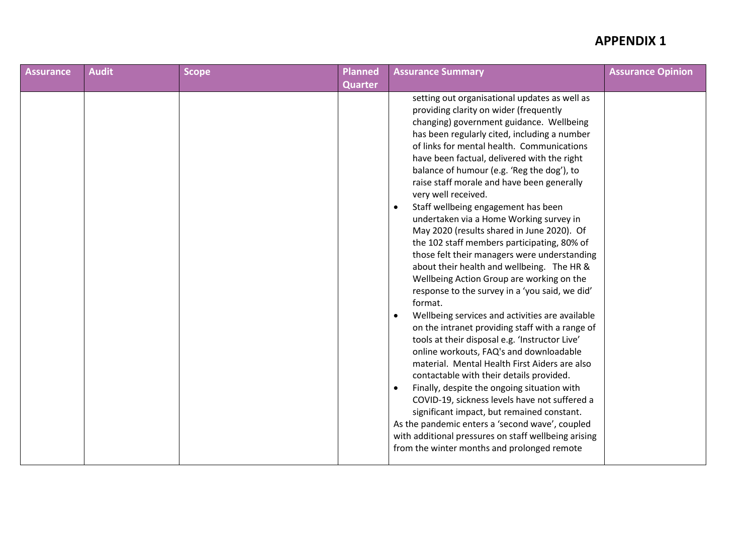# APPENDIX 1

| Assurance | Audit | Scope | Planned Quarter | Assurance Summary | Assurance Opinion |
|---|---|---|---|---|---|
| | | | | setting out organisational updates as well as providing clarity on wider (frequently changing) government guidance. Wellbeing has been regularly cited, including a number of links for mental health. Communications have been factual, delivered with the right balance of humour (e.g. 'Reg the dog'), to raise staff morale and have been generally very well received.<br>• Staff wellbeing engagement has been undertaken via a Home Working survey in May 2020 (results shared in June 2020). Of the 102 staff members participating, 80% of those felt their managers were understanding about their health and wellbeing. The HR & Wellbeing Action Group are working on the response to the survey in a 'you said, we did' format.<br>• Wellbeing services and activities are available on the intranet providing staff with a range of tools at their disposal e.g. 'Instructor Live' online workouts, FAQ's and downloadable material. Mental Health First Aiders are also contactable with their details provided.<br>• Finally, despite the ongoing situation with COVID-19, sickness levels have not suffered a significant impact, but remained constant.<br>As the pandemic enters a 'second wave', coupled with additional pressures on staff wellbeing arising from the winter months and prolonged remote | |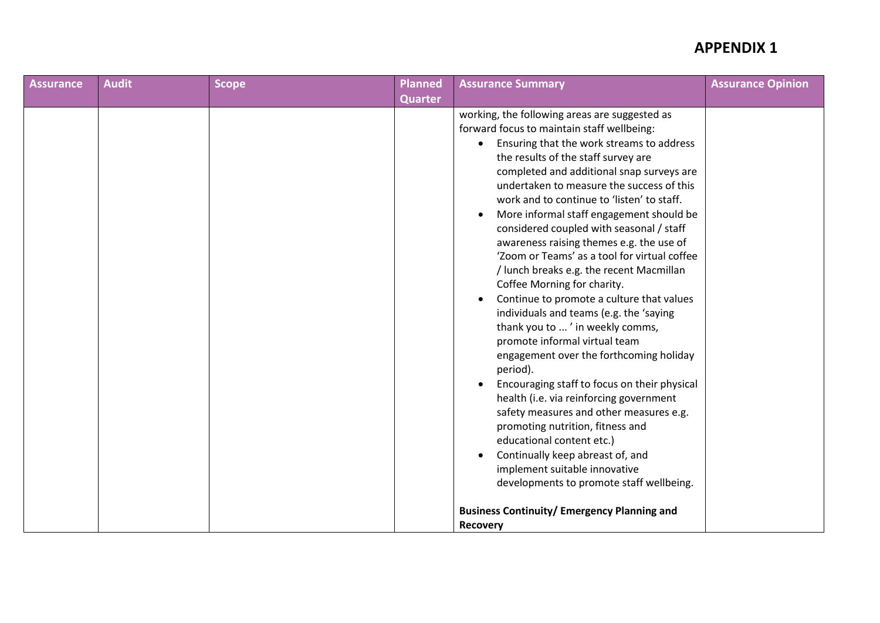# APPENDIX 1

| Assurance | Audit | Scope | Planned Quarter | Assurance Summary | Assurance Opinion |
|---|---|---|---|---|---|
| | | | | working, the following areas are suggested as forward focus to maintain staff wellbeing:<br>• Ensuring that the work streams to address the results of the staff survey are completed and additional snap surveys are undertaken to measure the success of this work and to continue to 'listen' to staff.<br>• More informal staff engagement should be considered coupled with seasonal / staff awareness raising themes e.g. the use of 'Zoom or Teams' as a tool for virtual coffee / lunch breaks e.g. the recent Macmillan Coffee Morning for charity.<br>• Continue to promote a culture that values individuals and teams (e.g. the 'saying thank you to ... ' in weekly comms, promote informal virtual team engagement over the forthcoming holiday period).<br>• Encouraging staff to focus on their physical health (i.e. via reinforcing government safety measures and other measures e.g. promoting nutrition, fitness and educational content etc.)<br>• Continually keep abreast of, and implement suitable innovative developments to promote staff wellbeing.<br><br>**Business Continuity/ Emergency Planning and Recovery** | |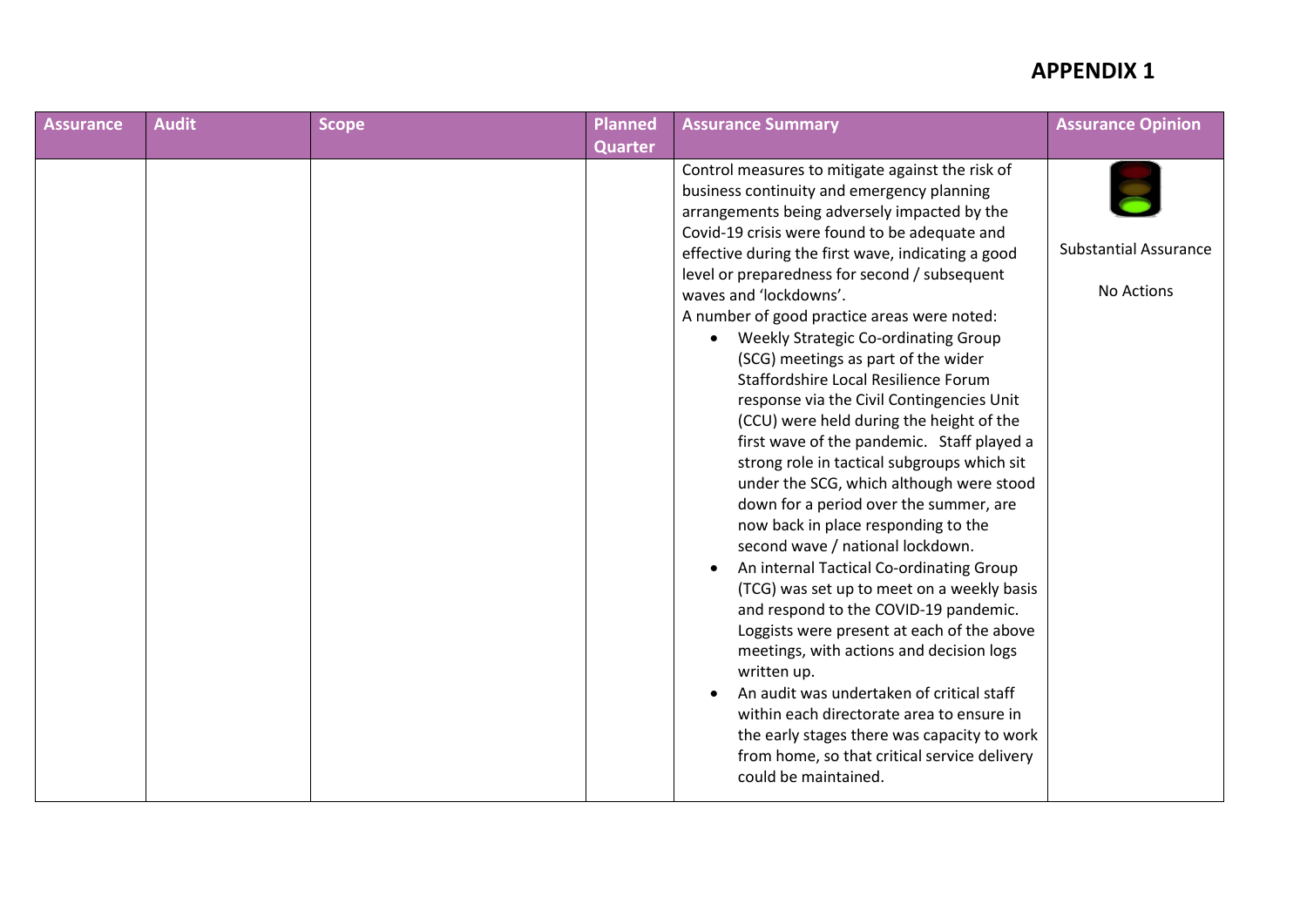# APPENDIX 1

| Assurance | Audit | Scope | Planned Quarter | Assurance Summary | Assurance Opinion |
|---|---|---|---|---|---|
| | | | | Control measures to mitigate against the risk of business continuity and emergency planning arrangements being adversely impacted by the Covid-19 crisis were found to be adequate and effective during the first wave, indicating a good level or preparedness for second / subsequent waves and 'lockdowns'.<br>A number of good practice areas were noted:<br>• Weekly Strategic Co-ordinating Group (SCG) meetings as part of the wider Staffordshire Local Resilience Forum response via the Civil Contingencies Unit (CCU) were held during the height of the first wave of the pandemic. Staff played a strong role in tactical subgroups which sit under the SCG, which although were stood down for a period over the summer, are now back in place responding to the second wave / national lockdown.<br>• An internal Tactical Co-ordinating Group (TCG) was set up to meet on a weekly basis and respond to the COVID-19 pandemic. Loggists were present at each of the above meetings, with actions and decision logs written up.<br>• An audit was undertaken of critical staff within each directorate area to ensure in the early stages there was capacity to work from home, so that critical service delivery could be maintained. | Substantial Assurance<br><br>No Actions |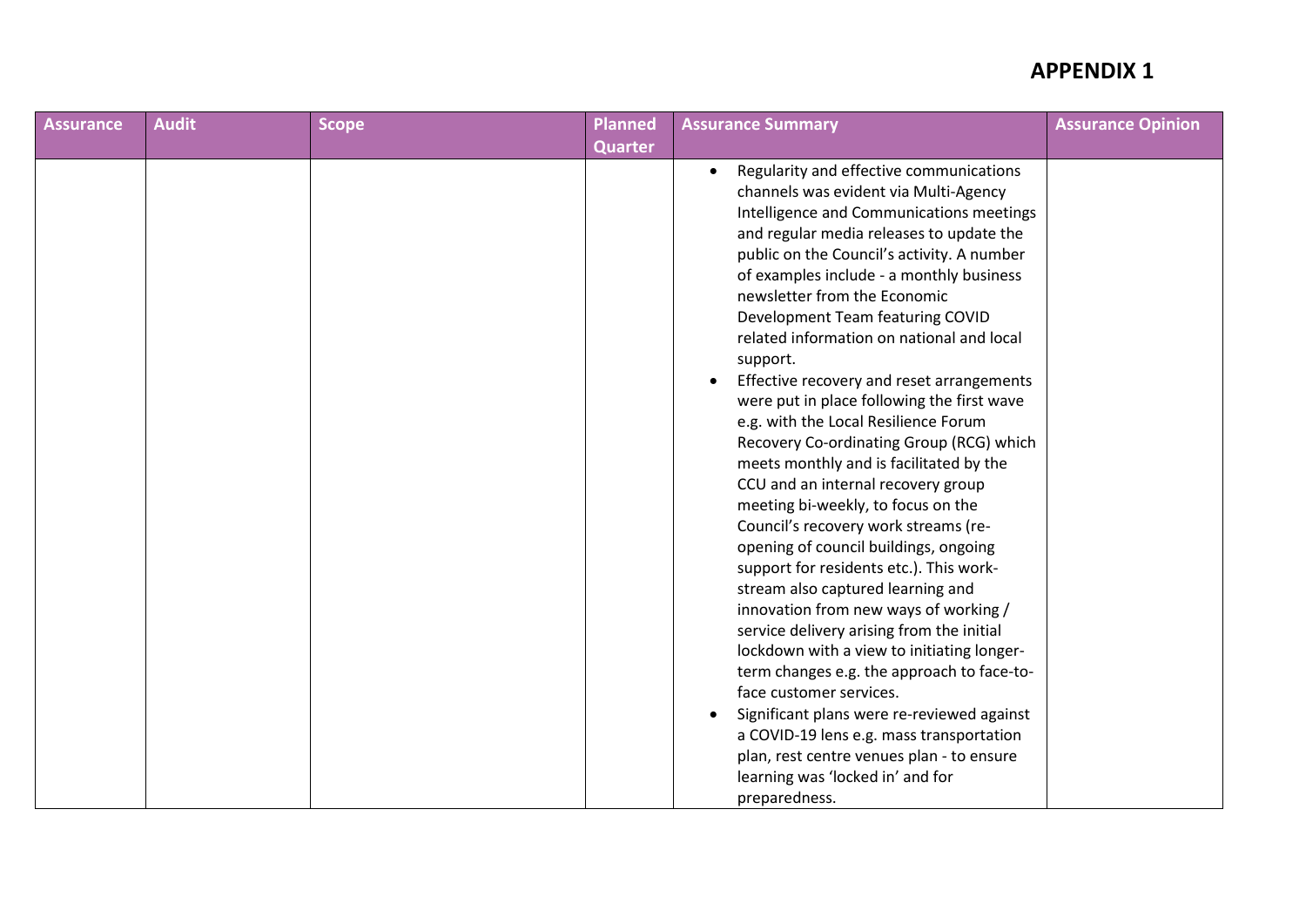# APPENDIX 1

| Assurance | Audit | Scope | Planned Quarter | Assurance Summary | Assurance Opinion |
|---|---|---|---|---|---|
| | | | | • Regularity and effective communications channels was evident via Multi-Agency Intelligence and Communications meetings and regular media releases to update the public on the Council's activity. A number of examples include - a monthly business newsletter from the Economic Development Team featuring COVID related information on national and local support.<br>• Effective recovery and reset arrangements were put in place following the first wave e.g. with the Local Resilience Forum Recovery Co-ordinating Group (RCG) which meets monthly and is facilitated by the CCU and an internal recovery group meeting bi-weekly, to focus on the Council's recovery work streams (re-opening of council buildings, ongoing support for residents etc.). This work-stream also captured learning and innovation from new ways of working / service delivery arising from the initial lockdown with a view to initiating longer-term changes e.g. the approach to face-to-face customer services.<br>• Significant plans were re-reviewed against a COVID-19 lens e.g. mass transportation plan, rest centre venues plan - to ensure learning was 'locked in' and for preparedness. | |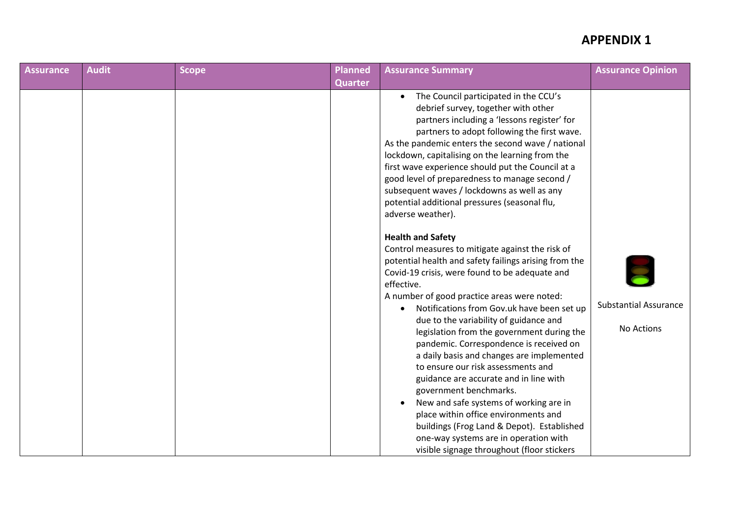# APPENDIX 1

| Assurance | Audit | Scope | Planned Quarter | Assurance Summary | Assurance Opinion |
|---|---|---|---|---|---|
| | | | | • The Council participated in the CCU's debrief survey, together with other partners including a 'lessons register' for partners to adopt following the first wave.<br>As the pandemic enters the second wave / national lockdown, capitalising on the learning from the first wave experience should put the Council at a good level of preparedness to manage second / subsequent waves / lockdowns as well as any potential additional pressures (seasonal flu, adverse weather).<br><br>**Health and Safety**<br>Control measures to mitigate against the risk of potential health and safety failings arising from the Covid-19 crisis, were found to be adequate and effective.<br>A number of good practice areas were noted:<br>• Notifications from Gov.uk have been set up due to the variability of guidance and legislation from the government during the pandemic. Correspondence is received on a daily basis and changes are implemented to ensure our risk assessments and guidance are accurate and in line with government benchmarks.<br>• New and safe systems of working are in place within office environments and buildings (Frog Land & Depot). Established one-way systems are in operation with visible signage throughout (floor stickers | Substantial Assurance<br><br>No Actions |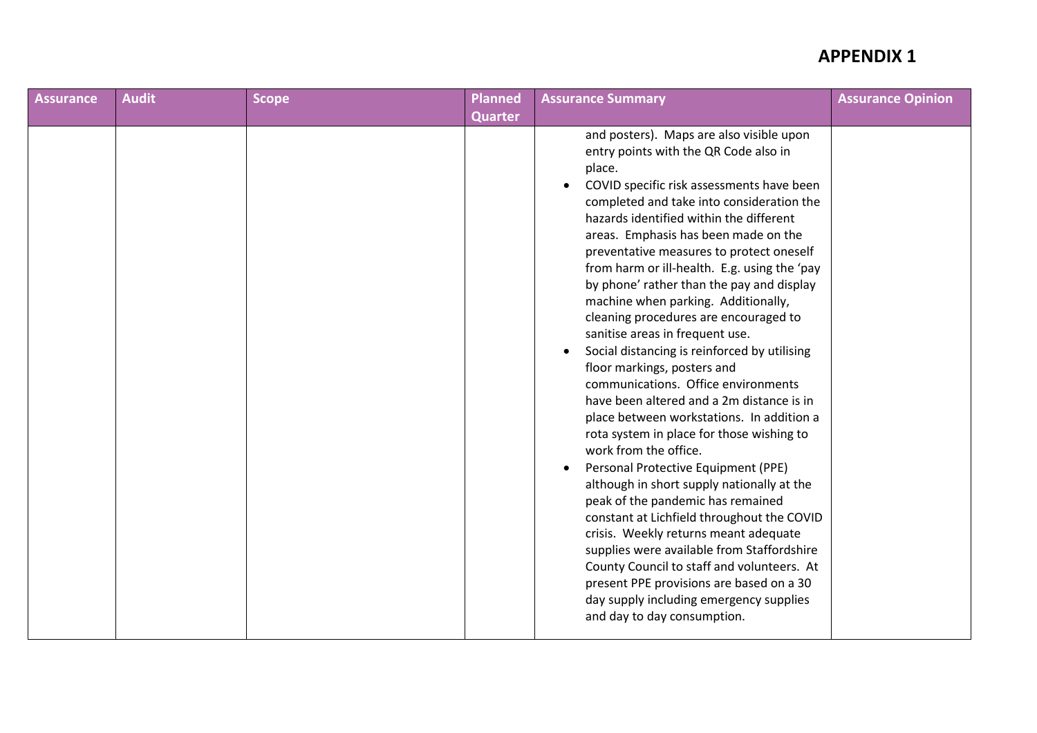# APPENDIX 1

| Assurance | Audit | Scope | Planned Quarter | Assurance Summary | Assurance Opinion |
|---|---|---|---|---|---|
| | | | | and posters). Maps are also visible upon entry points with the QR Code also in place.<br>• COVID specific risk assessments have been completed and take into consideration the hazards identified within the different areas. Emphasis has been made on the preventative measures to protect oneself from harm or ill-health. E.g. using the 'pay by phone' rather than the pay and display machine when parking. Additionally, cleaning procedures are encouraged to sanitise areas in frequent use.<br>• Social distancing is reinforced by utilising floor markings, posters and communications. Office environments have been altered and a 2m distance is in place between workstations. In addition a rota system in place for those wishing to work from the office.<br>• Personal Protective Equipment (PPE) although in short supply nationally at the peak of the pandemic has remained constant at Lichfield throughout the COVID crisis. Weekly returns meant adequate supplies were available from Staffordshire County Council to staff and volunteers. At present PPE provisions are based on a 30 day supply including emergency supplies and day to day consumption. | |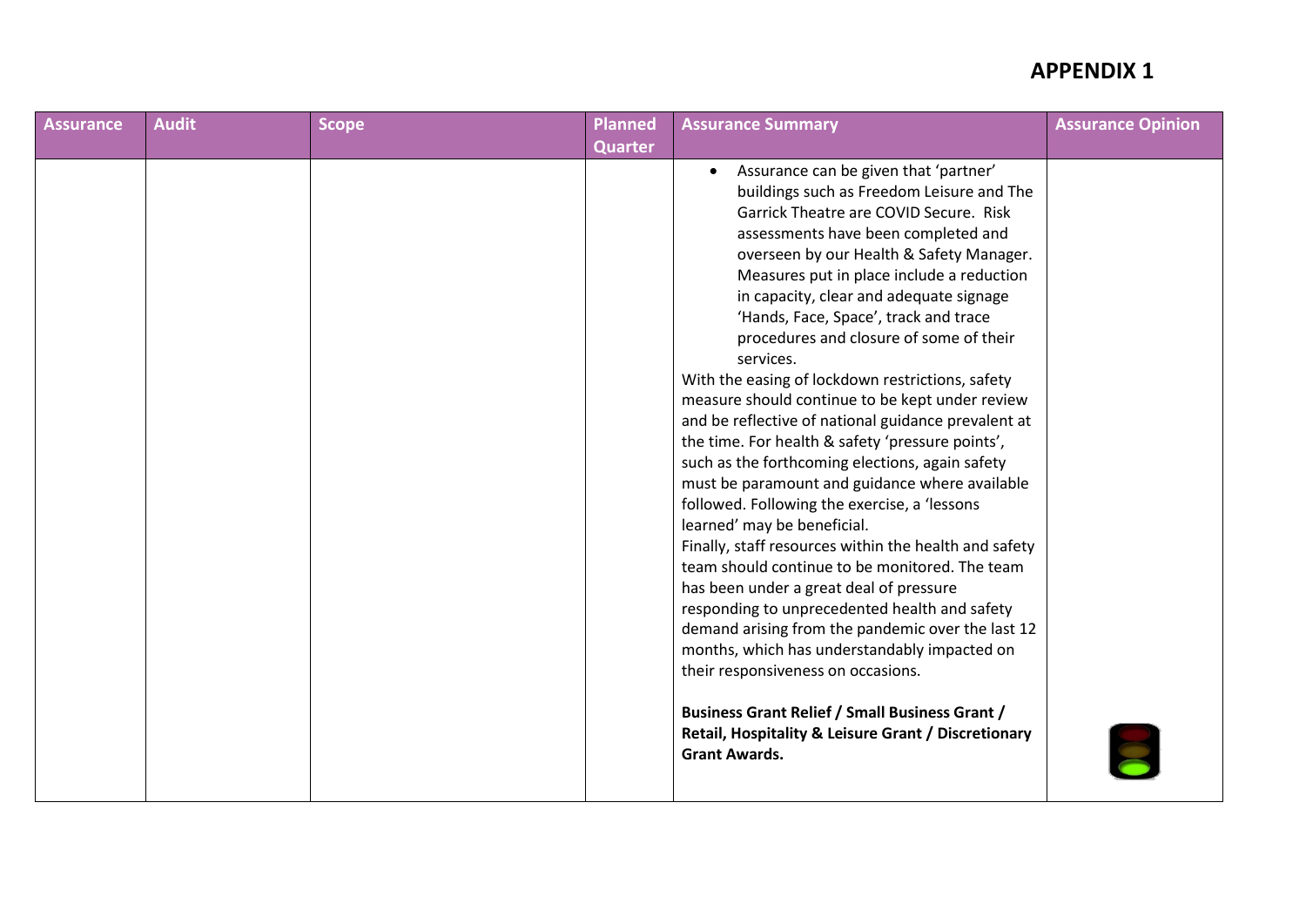# APPENDIX 1

| Assurance | Audit | Scope | Planned Quarter | Assurance Summary | Assurance Opinion |
|---|---|---|---|---|---|
| | | | | • Assurance can be given that 'partner' buildings such as Freedom Leisure and The Garrick Theatre are COVID Secure. Risk assessments have been completed and overseen by our Health & Safety Manager. Measures put in place include a reduction in capacity, clear and adequate signage 'Hands, Face, Space', track and trace procedures and closure of some of their services.<br>With the easing of lockdown restrictions, safety measure should continue to be kept under review and be reflective of national guidance prevalent at the time. For health & safety 'pressure points', such as the forthcoming elections, again safety must be paramount and guidance where available followed. Following the exercise, a 'lessons learned' may be beneficial.<br>Finally, staff resources within the health and safety team should continue to be monitored. The team has been under a great deal of pressure responding to unprecedented health and safety demand arising from the pandemic over the last 12 months, which has understandably impacted on their responsiveness on occasions.<br><br>**Business Grant Relief / Small Business Grant / Retail, Hospitality & Leisure Grant / Discretionary Grant Awards.** | |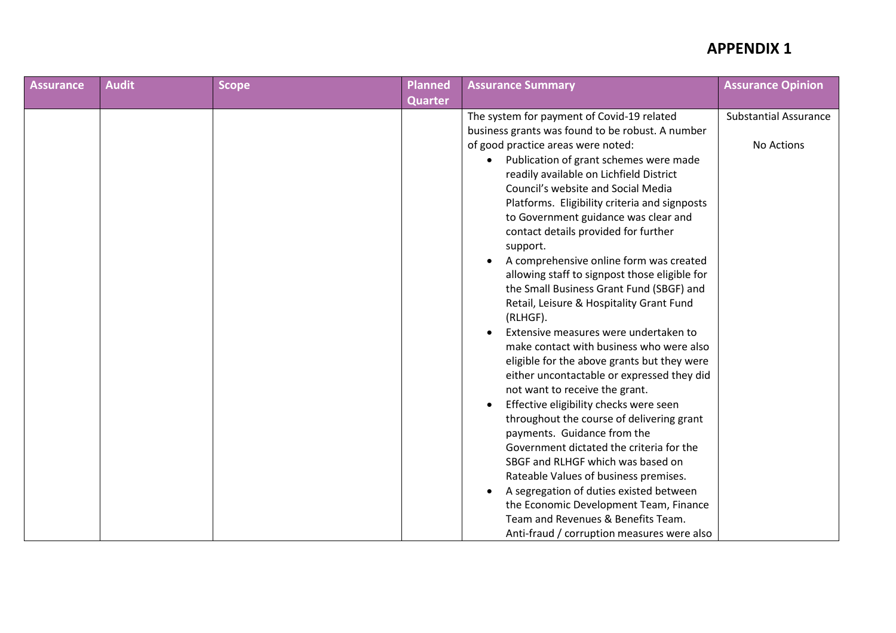# APPENDIX 1

| Assurance | Audit | Scope | Planned Quarter | Assurance Summary | Assurance Opinion |
|---|---|---|---|---|---|
| | | | | The system for payment of Covid-19 related business grants was found to be robust. A number of good practice areas were noted:<br>• Publication of grant schemes were made readily available on Lichfield District Council's website and Social Media Platforms. Eligibility criteria and signposts to Government guidance was clear and contact details provided for further support.<br>• A comprehensive online form was created allowing staff to signpost those eligible for the Small Business Grant Fund (SBGF) and Retail, Leisure & Hospitality Grant Fund (RLHGF).<br>• Extensive measures were undertaken to make contact with business who were also eligible for the above grants but they were either uncontactable or expressed they did not want to receive the grant.<br>• Effective eligibility checks were seen throughout the course of delivering grant payments. Guidance from the Government dictated the criteria for the SBGF and RLHGF which was based on Rateable Values of business premises.<br>• A segregation of duties existed between the Economic Development Team, Finance Team and Revenues & Benefits Team. Anti-fraud / corruption measures were also | Substantial Assurance<br><br>No Actions |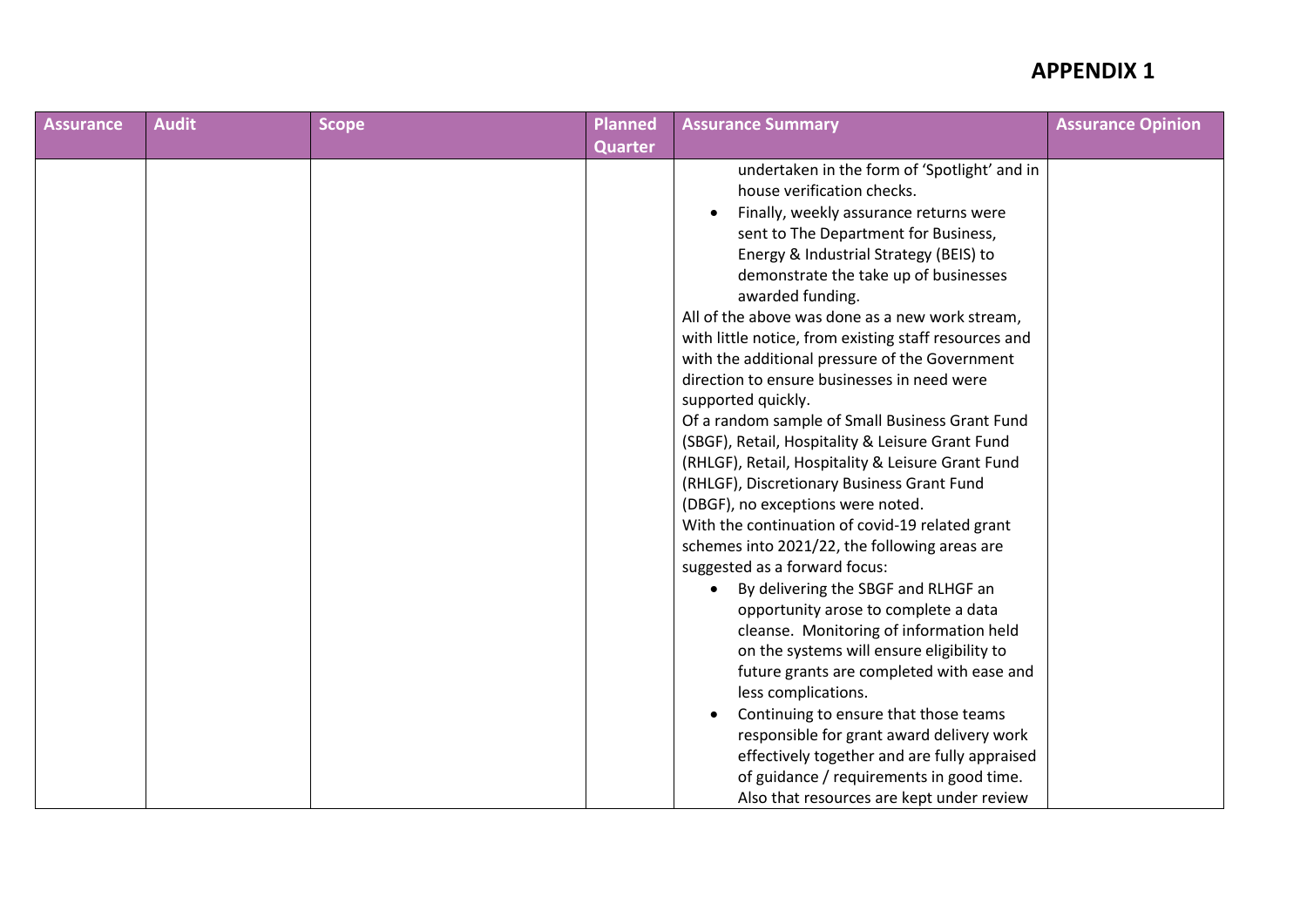# APPENDIX 1

| Assurance | Audit | Scope | Planned Quarter | Assurance Summary | Assurance Opinion |
|---|---|---|---|---|---|
| | | | | undertaken in the form of 'Spotlight' and in house verification checks.<br>• Finally, weekly assurance returns were sent to The Department for Business, Energy & Industrial Strategy (BEIS) to demonstrate the take up of businesses awarded funding.<br>All of the above was done as a new work stream, with little notice, from existing staff resources and with the additional pressure of the Government direction to ensure businesses in need were supported quickly.<br>Of a random sample of Small Business Grant Fund (SBGF), Retail, Hospitality & Leisure Grant Fund (RHLGF), Retail, Hospitality & Leisure Grant Fund (RHLGF), Discretionary Business Grant Fund (DBGF), no exceptions were noted.<br>With the continuation of covid-19 related grant schemes into 2021/22, the following areas are suggested as a forward focus:<br>• By delivering the SBGF and RLHGF an opportunity arose to complete a data cleanse. Monitoring of information held on the systems will ensure eligibility to future grants are completed with ease and less complications.<br>• Continuing to ensure that those teams responsible for grant award delivery work effectively together and are fully appraised of guidance / requirements in good time. Also that resources are kept under review | |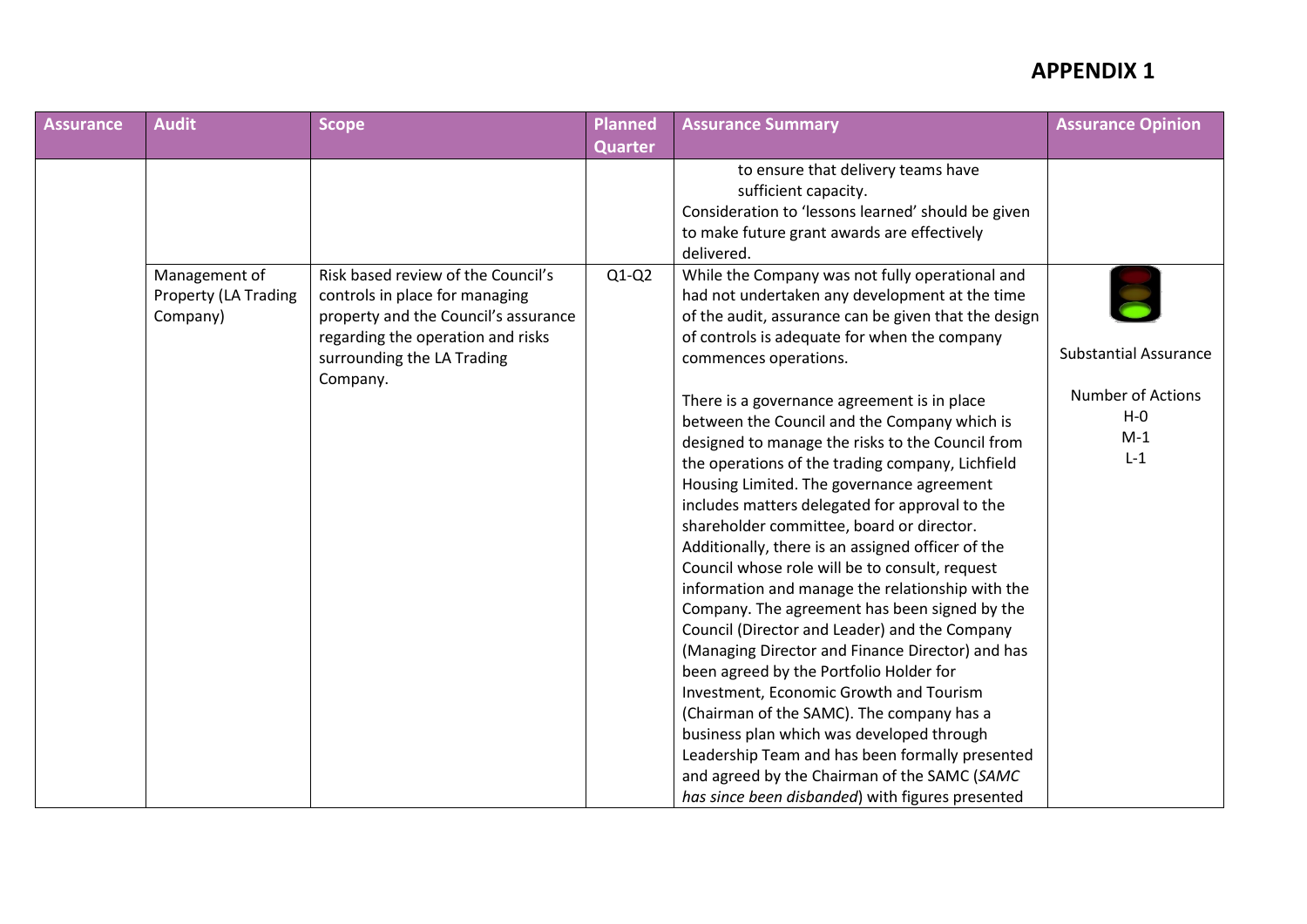# APPENDIX 1

| Assurance | Audit | Scope | Planned Quarter | Assurance Summary | Assurance Opinion |
|---|---|---|---|---|---|
| | | | | to ensure that delivery teams have sufficient capacity.<br>Consideration to 'lessons learned' should be given to make future grant awards are effectively delivered. | |
| | Management of Property (LA Trading Company) | Risk based review of the Council's controls in place for managing property and the Council's assurance regarding the operation and risks surrounding the LA Trading Company. | Q1-Q2 | While the Company was not fully operational and had not undertaken any development at the time of the audit, assurance can be given that the design of controls is adequate for when the company commences operations.<br><br>There is a governance agreement is in place between the Council and the Company which is designed to manage the risks to the Council from the operations of the trading company, Lichfield Housing Limited. The governance agreement includes matters delegated for approval to the shareholder committee, board or director. Additionally, there is an assigned officer of the Council whose role will be to consult, request information and manage the relationship with the Company. The agreement has been signed by the Council (Director and Leader) and the Company (Managing Director and Finance Director) and has been agreed by the Portfolio Holder for Investment, Economic Growth and Tourism (Chairman of the SAMC). The company has a business plan which was developed through Leadership Team and has been formally presented and agreed by the Chairman of the SAMC (*SAMC has since been disbanded*) with figures presented | Substantial Assurance<br><br>Number of Actions<br>H-0<br>M-1<br>L-1 |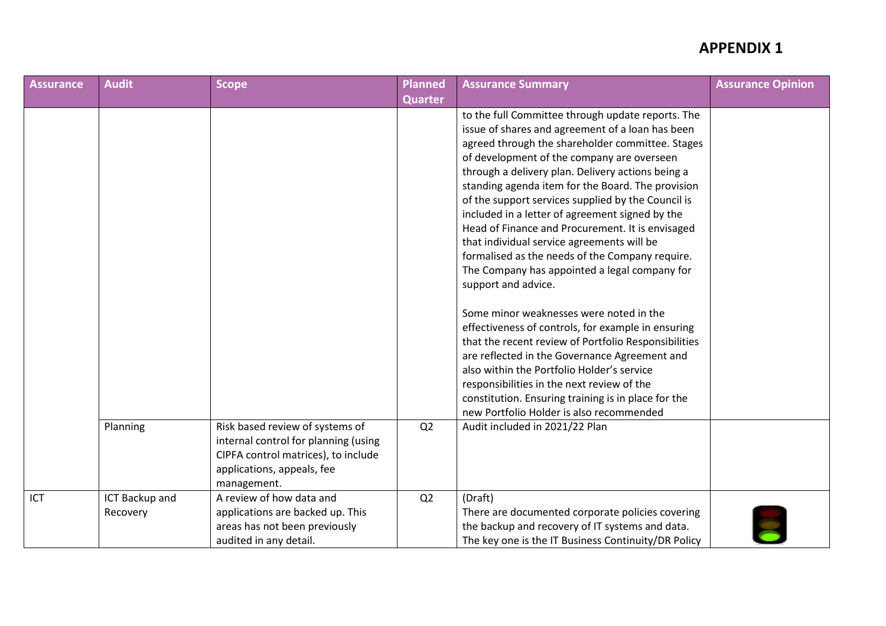# APPENDIX 1

| Assurance | Audit | Scope | Planned Quarter | Assurance Summary | Assurance Opinion |
|---|---|---|---|---|---|
| | | | | to the full Committee through update reports. The issue of shares and agreement of a loan has been agreed through the shareholder committee. Stages of development of the company are overseen through a delivery plan. Delivery actions being a standing agenda item for the Board. The provision of the support services supplied by the Council is included in a letter of agreement signed by the Head of Finance and Procurement. It is envisaged that individual service agreements will be formalised as the needs of the Company require. The Company has appointed a legal company for support and advice.<br><br>Some minor weaknesses were noted in the effectiveness of controls, for example in ensuring that the recent review of Portfolio Responsibilities are reflected in the Governance Agreement and also within the Portfolio Holder's service responsibilities in the next review of the constitution. Ensuring training is in place for the new Portfolio Holder is also recommended | |
| | Planning | Risk based review of systems of internal control for planning (using CIPFA control matrices), to include applications, appeals, fee management. | Q2 | Audit included in 2021/22 Plan | |
| ICT | ICT Backup and Recovery | A review of how data and applications are backed up. This areas has not been previously audited in any detail. | Q2 | (Draft)<br>There are documented corporate policies covering the backup and recovery of IT systems and data. The key one is the IT Business Continuity/DR Policy | Green |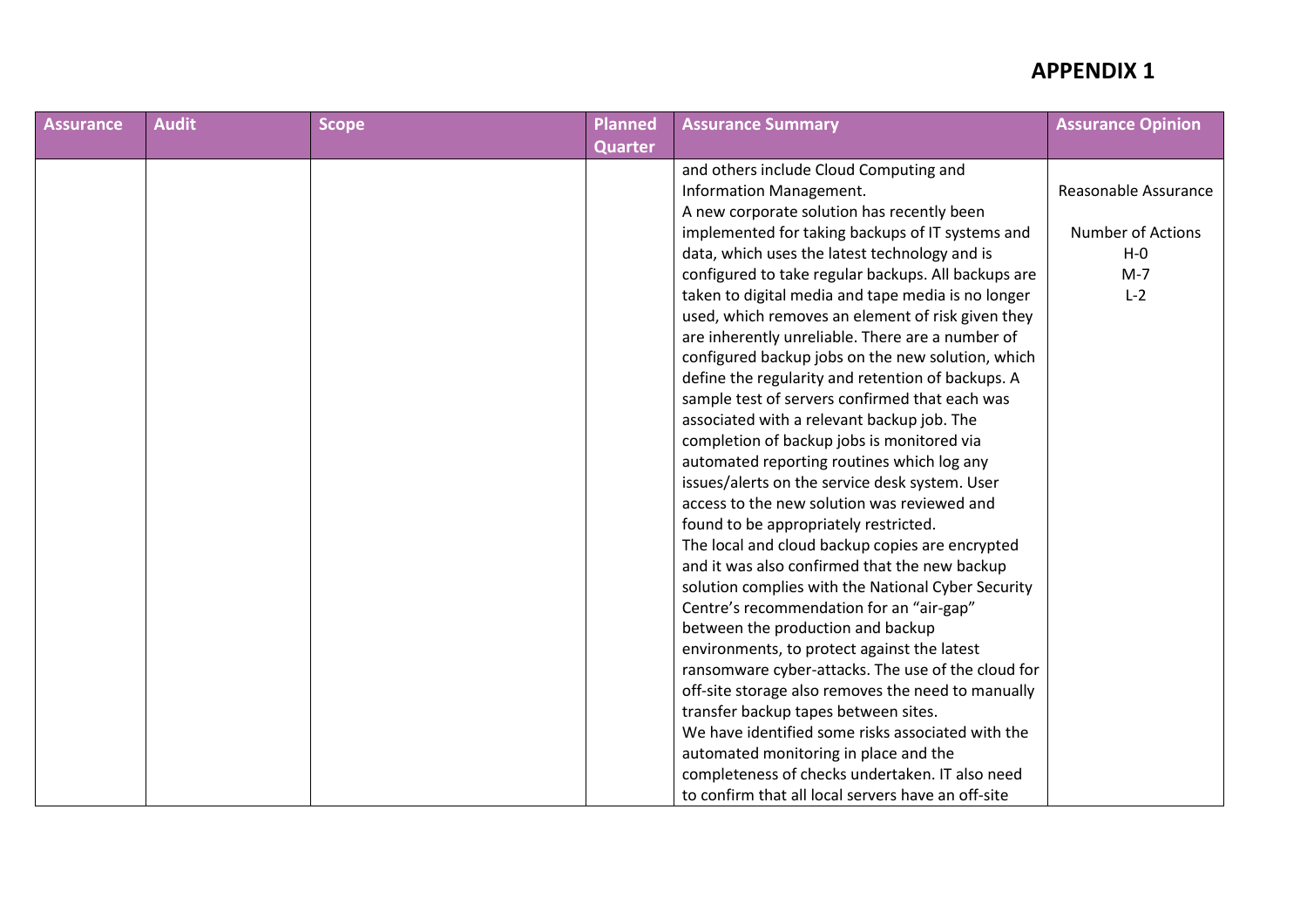# APPENDIX 1

| Assurance | Audit | Scope | Planned Quarter | Assurance Summary | Assurance Opinion |
|---|---|---|---|---|---|
| | | | | and others include Cloud Computing and Information Management.<br>A new corporate solution has recently been implemented for taking backups of IT systems and data, which uses the latest technology and is configured to take regular backups. All backups are taken to digital media and tape media is no longer used, which removes an element of risk given they are inherently unreliable. There are a number of configured backup jobs on the new solution, which define the regularity and retention of backups. A sample test of servers confirmed that each was associated with a relevant backup job. The completion of backup jobs is monitored via automated reporting routines which log any issues/alerts on the service desk system. User access to the new solution was reviewed and found to be appropriately restricted.<br>The local and cloud backup copies are encrypted and it was also confirmed that the new backup solution complies with the National Cyber Security Centre's recommendation for an "air-gap" between the production and backup environments, to protect against the latest ransomware cyber-attacks. The use of the cloud for off-site storage also removes the need to manually transfer backup tapes between sites.<br>We have identified some risks associated with the automated monitoring in place and the completeness of checks undertaken. IT also need to confirm that all local servers have an off-site | Reasonable Assurance<br><br>Number of Actions<br>H-0<br>M-7<br>L-2 |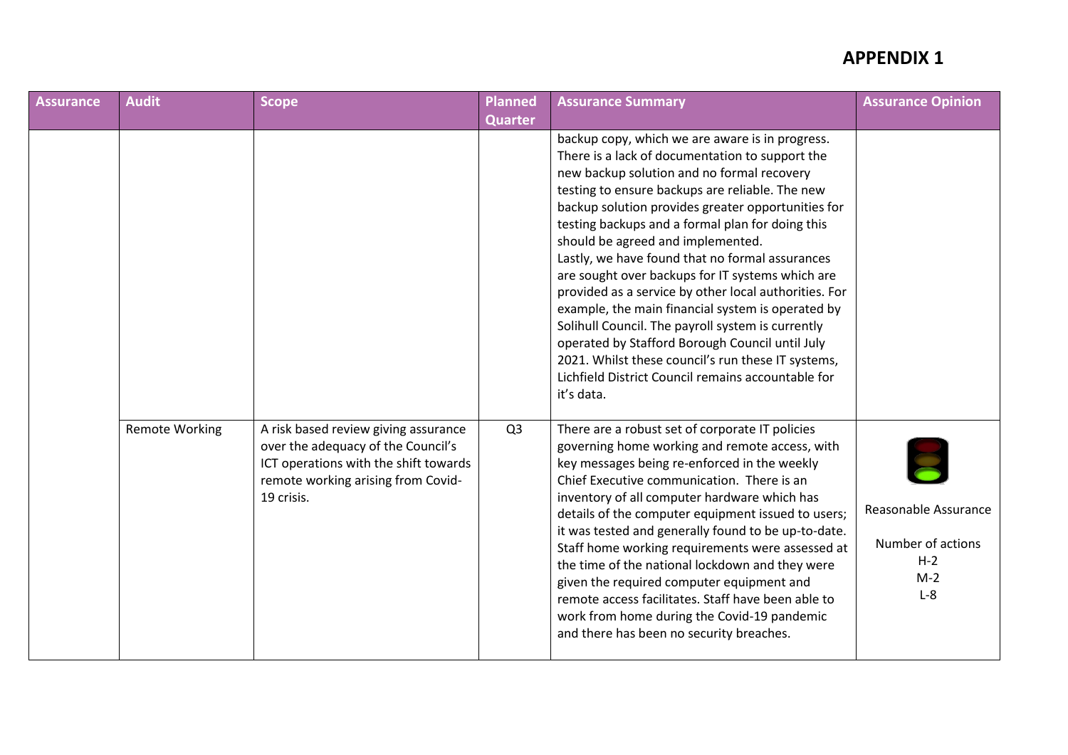# APPENDIX 1

| Assurance | Audit | Scope | Planned Quarter | Assurance Summary | Assurance Opinion |
|---|---|---|---|---|---|
| | | | | backup copy, which we are aware is in progress. There is a lack of documentation to support the new backup solution and no formal recovery testing to ensure backups are reliable. The new backup solution provides greater opportunities for testing backups and a formal plan for doing this should be agreed and implemented.<br>Lastly, we have found that no formal assurances are sought over backups for IT systems which are provided as a service by other local authorities. For example, the main financial system is operated by Solihull Council. The payroll system is currently operated by Stafford Borough Council until July 2021. Whilst these council's run these IT systems, Lichfield District Council remains accountable for it's data. | |
| | Remote Working | A risk based review giving assurance over the adequacy of the Council's ICT operations with the shift towards remote working arising from Covid-19 crisis. | Q3 | There are a robust set of corporate IT policies governing home working and remote access, with key messages being re-enforced in the weekly Chief Executive communication. There is an inventory of all computer hardware which has details of the computer equipment issued to users; it was tested and generally found to be up-to-date. Staff home working requirements were assessed at the time of the national lockdown and they were given the required computer equipment and remote access facilitates. Staff have been able to work from home during the Covid-19 pandemic and there has been no security breaches. | Reasonable Assurance<br><br>Number of actions<br>H-2<br>M-2<br>L-8 |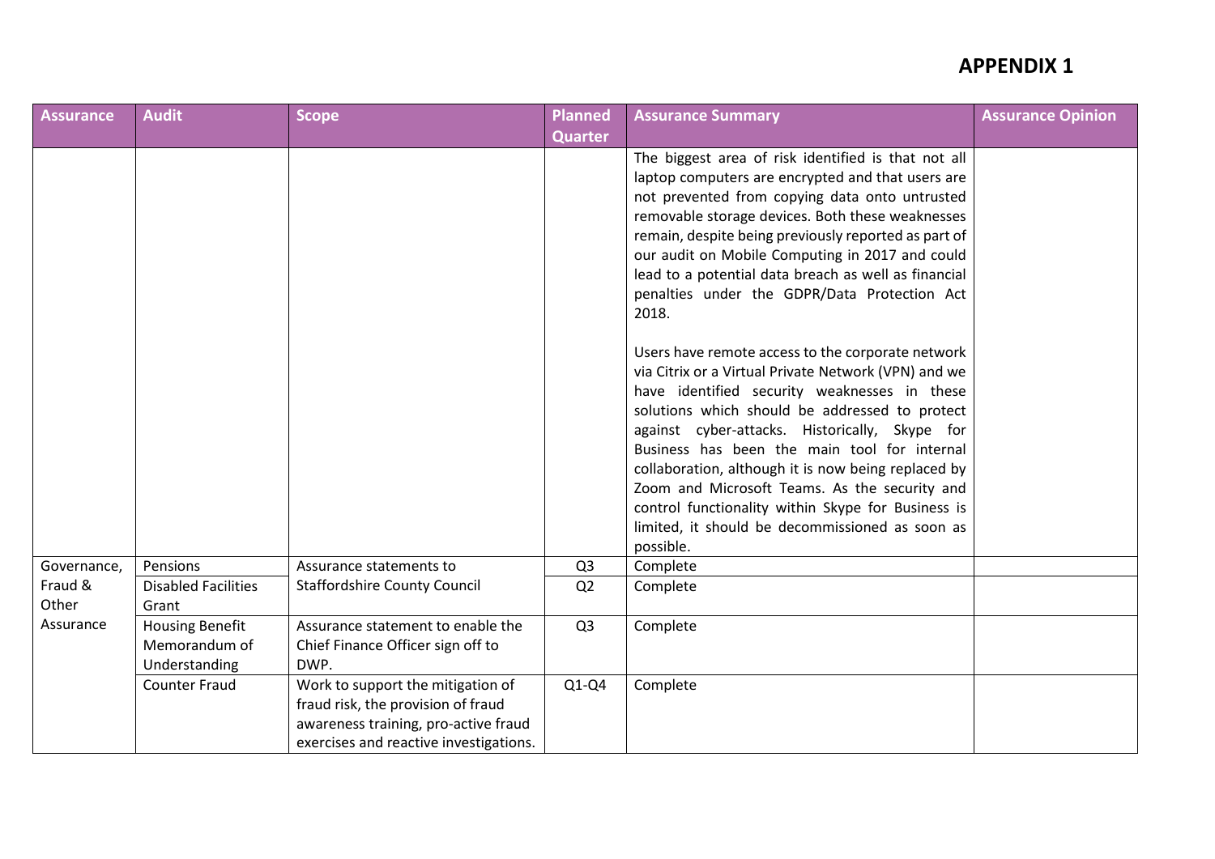# APPENDIX 1

| Assurance | Audit | Scope | Planned Quarter | Assurance Summary | Assurance Opinion |
|---|---|---|---|---|---|
| | | | | The biggest area of risk identified is that not all laptop computers are encrypted and that users are not prevented from copying data onto untrusted removable storage devices. Both these weaknesses remain, despite being previously reported as part of our audit on Mobile Computing in 2017 and could lead to a potential data breach as well as financial penalties under the GDPR/Data Protection Act 2018.<br><br>Users have remote access to the corporate network via Citrix or a Virtual Private Network (VPN) and we have identified security weaknesses in these solutions which should be addressed to protect against cyber-attacks. Historically, Skype for Business has been the main tool for internal collaboration, although it is now being replaced by Zoom and Microsoft Teams. As the security and control functionality within Skype for Business is limited, it should be decommissioned as soon as possible. | |
| Governance, Fraud & Other Assurance | Pensions | Assurance statements to Staffordshire County Council | Q3 | Complete | |
| | Disabled Facilities Grant | | Q2 | Complete | |
| | Housing Benefit Memorandum of Understanding | Assurance statement to enable the Chief Finance Officer sign off to DWP. | Q3 | Complete | |
| | Counter Fraud | Work to support the mitigation of fraud risk, the provision of fraud awareness training, pro-active fraud exercises and reactive investigations. | Q1-Q4 | Complete | |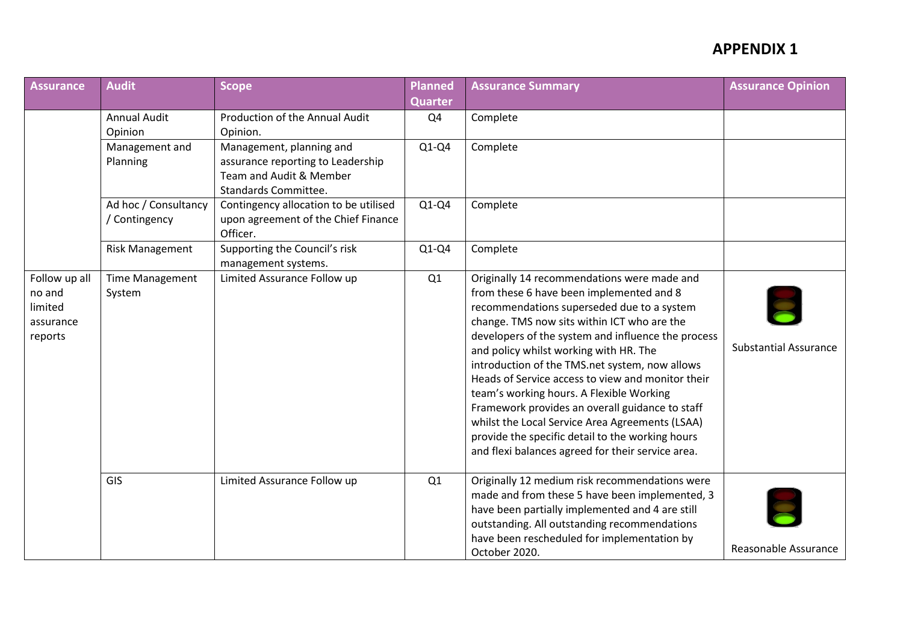# APPENDIX 1

| Assurance | Audit | Scope | Planned Quarter | Assurance Summary | Assurance Opinion |
|---|---|---|---|---|---|
| | Annual Audit Opinion | Production of the Annual Audit Opinion. | Q4 | Complete | |
| | Management and Planning | Management, planning and assurance reporting to Leadership Team and Audit & Member Standards Committee. | Q1-Q4 | Complete | |
| | Ad hoc / Consultancy / Contingency | Contingency allocation to be utilised upon agreement of the Chief Finance Officer. | Q1-Q4 | Complete | |
| | Risk Management | Supporting the Council's risk management systems. | Q1-Q4 | Complete | |
| Follow up all no and limited assurance reports | Time Management System | Limited Assurance Follow up | Q1 | Originally 14 recommendations were made and from these 6 have been implemented and 8 recommendations superseded due to a system change. TMS now sits within ICT who are the developers of the system and influence the process and policy whilst working with HR. The introduction of the TMS.net system, now allows Heads of Service access to view and monitor their team's working hours. A Flexible Working Framework provides an overall guidance to staff whilst the Local Service Area Agreements (LSAA) provide the specific detail to the working hours and flexi balances agreed for their service area. | Substantial Assurance |
| | GIS | Limited Assurance Follow up | Q1 | Originally 12 medium risk recommendations were made and from these 5 have been implemented, 3 have been partially implemented and 4 are still outstanding. All outstanding recommendations have been rescheduled for implementation by October 2020. | Reasonable Assurance |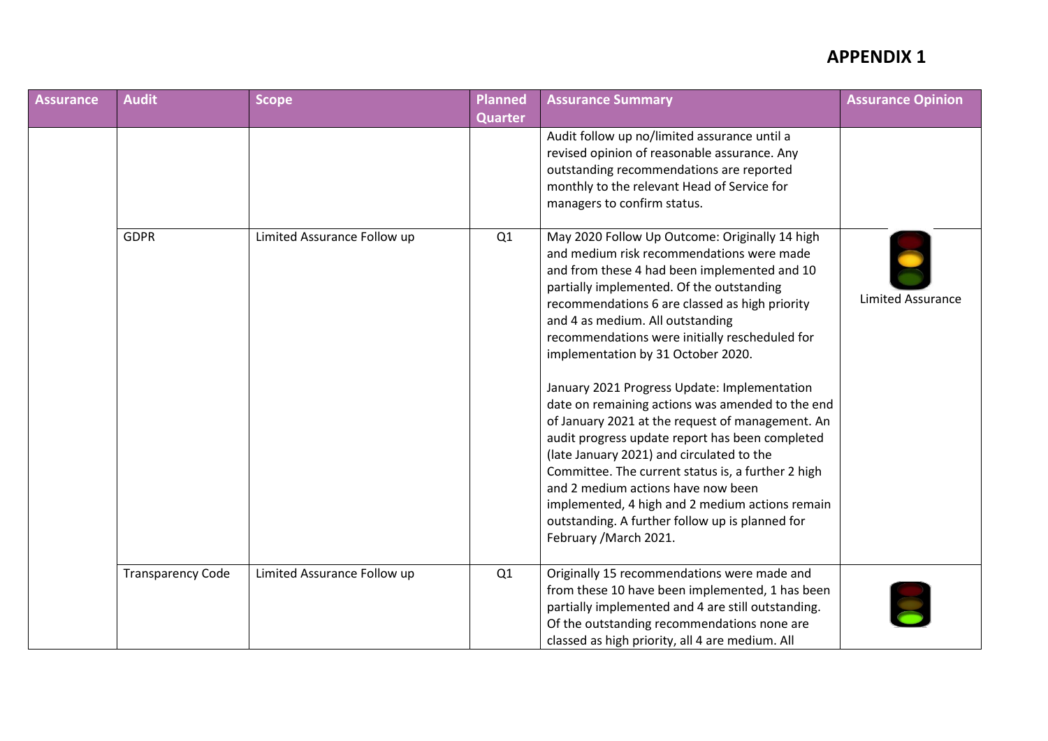# APPENDIX 1

| Assurance | Audit | Scope | Planned Quarter | Assurance Summary | Assurance Opinion |
|---|---|---|---|---|---|
| | | | | Audit follow up no/limited assurance until a revised opinion of reasonable assurance. Any outstanding recommendations are reported monthly to the relevant Head of Service for managers to confirm status. | |
| | GDPR | Limited Assurance Follow up | Q1 | May 2020 Follow Up Outcome: Originally 14 high and medium risk recommendations were made and from these 4 had been implemented and 10 partially implemented. Of the outstanding recommendations 6 are classed as high priority and 4 as medium. All outstanding recommendations were initially rescheduled for implementation by 31 October 2020.<br><br>January 2021 Progress Update: Implementation date on remaining actions was amended to the end of January 2021 at the request of management. An audit progress update report has been completed (late January 2021) and circulated to the Committee. The current status is, a further 2 high and 2 medium actions have now been implemented, 4 high and 2 medium actions remain outstanding. A further follow up is planned for February /March 2021. | Limited Assurance |
| | Transparency Code | Limited Assurance Follow up | Q1 | Originally 15 recommendations were made and from these 10 have been implemented, 1 has been partially implemented and 4 are still outstanding. Of the outstanding recommendations none are classed as high priority, all 4 are medium. All | |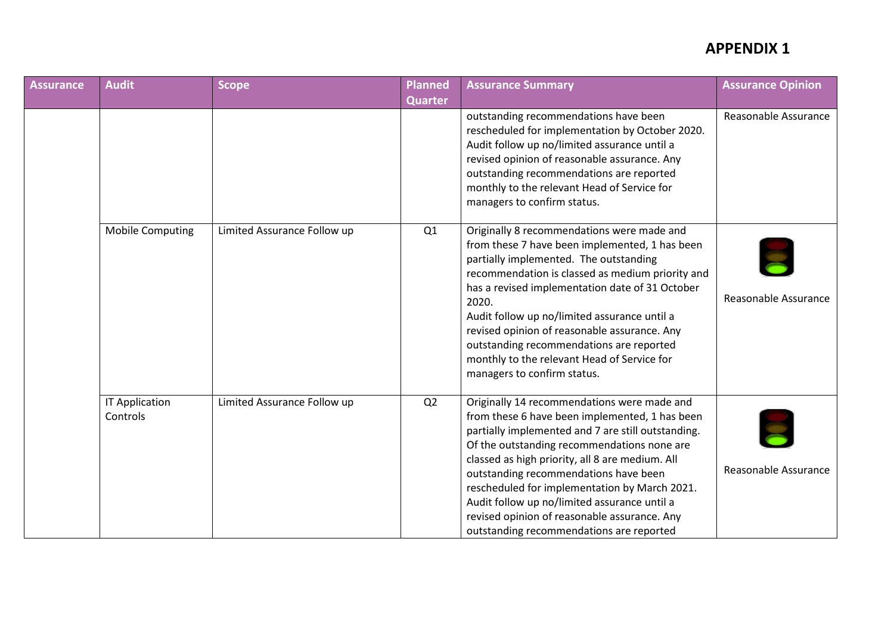# APPENDIX 1

| Assurance | Audit | Scope | Planned Quarter | Assurance Summary | Assurance Opinion |
|---|---|---|---|---|---|
| | | | | outstanding recommendations have been rescheduled for implementation by October 2020. Audit follow up no/limited assurance until a revised opinion of reasonable assurance. Any outstanding recommendations are reported monthly to the relevant Head of Service for managers to confirm status. | Reasonable Assurance |
| | Mobile Computing | Limited Assurance Follow up | Q1 | Originally 8 recommendations were made and from these 7 have been implemented, 1 has been partially implemented. The outstanding recommendation is classed as medium priority and has a revised implementation date of 31 October 2020. Audit follow up no/limited assurance until a revised opinion of reasonable assurance. Any outstanding recommendations are reported monthly to the relevant Head of Service for managers to confirm status. | Reasonable Assurance |
| | IT Application Controls | Limited Assurance Follow up | Q2 | Originally 14 recommendations were made and from these 6 have been implemented, 1 has been partially implemented and 7 are still outstanding. Of the outstanding recommendations none are classed as high priority, all 8 are medium. All outstanding recommendations have been rescheduled for implementation by March 2021. Audit follow up no/limited assurance until a revised opinion of reasonable assurance. Any outstanding recommendations are reported | Reasonable Assurance |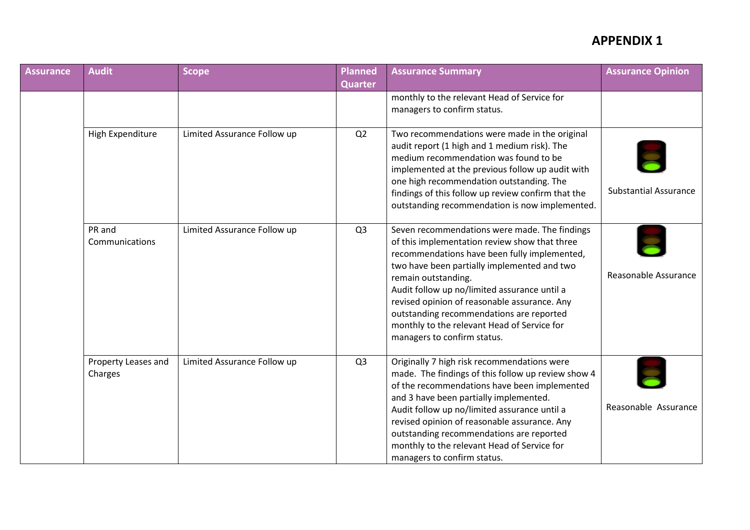# APPENDIX 1

| Assurance | Audit | Scope | Planned Quarter | Assurance Summary | Assurance Opinion |
|---|---|---|---|---|---|
| | | | | monthly to the relevant Head of Service for managers to confirm status. | |
| | High Expenditure | Limited Assurance Follow up | Q2 | Two recommendations were made in the original audit report (1 high and 1 medium risk). The medium recommendation was found to be implemented at the previous follow up audit with one high recommendation outstanding. The findings of this follow up review confirm that the outstanding recommendation is now implemented. | Substantial Assurance |
| | PR and Communications | Limited Assurance Follow up | Q3 | Seven recommendations were made. The findings of this implementation review show that three recommendations have been fully implemented, two have been partially implemented and two remain outstanding.<br>Audit follow up no/limited assurance until a revised opinion of reasonable assurance. Any outstanding recommendations are reported monthly to the relevant Head of Service for managers to confirm status. | Reasonable Assurance |
| | Property Leases and Charges | Limited Assurance Follow up | Q3 | Originally 7 high risk recommendations were made. The findings of this follow up review show 4 of the recommendations have been implemented and 3 have been partially implemented.<br>Audit follow up no/limited assurance until a revised opinion of reasonable assurance. Any outstanding recommendations are reported monthly to the relevant Head of Service for managers to confirm status. | Reasonable Assurance |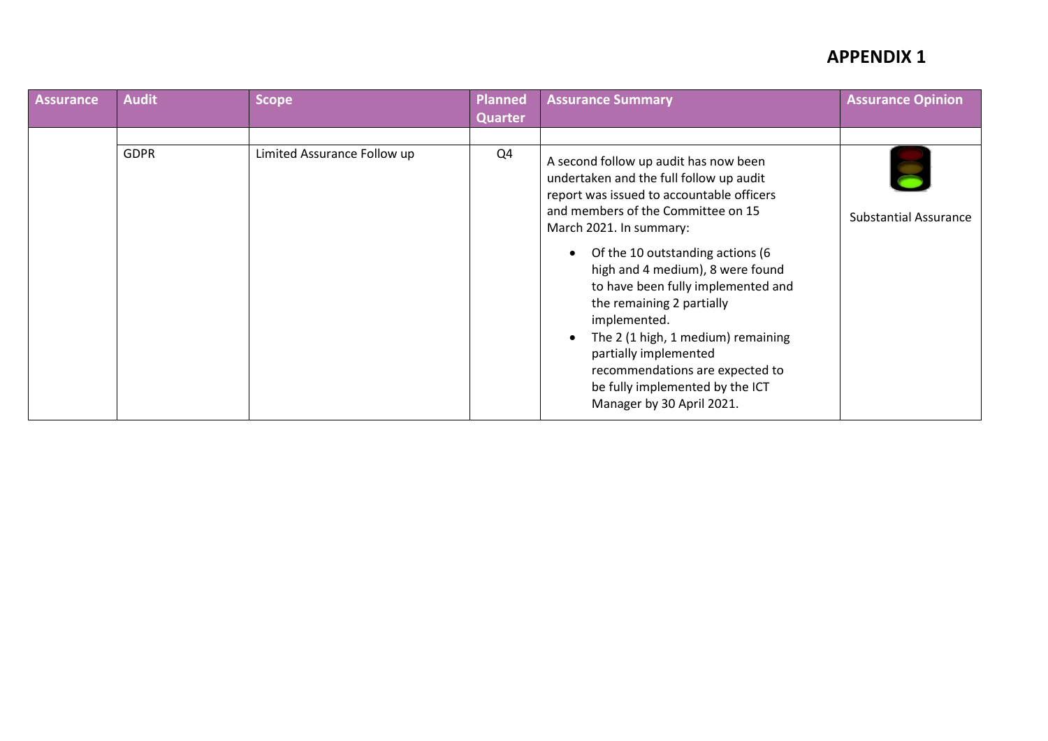# APPENDIX 1

| Assurance | Audit | Scope | Planned Quarter | Assurance Summary | Assurance Opinion |
|---|---|---|---|---|---|
| | | | | | |
| | GDPR | Limited Assurance Follow up | Q4 | A second follow up audit has now been undertaken and the full follow up audit report was issued to accountable officers and members of the Committee on 15 March 2021. In summary:<br>• Of the 10 outstanding actions (6 high and 4 medium), 8 were found to have been fully implemented and the remaining 2 partially implemented.<br>• The 2 (1 high, 1 medium) remaining partially implemented recommendations are expected to be fully implemented by the ICT Manager by 30 April 2021. | Substantial Assurance |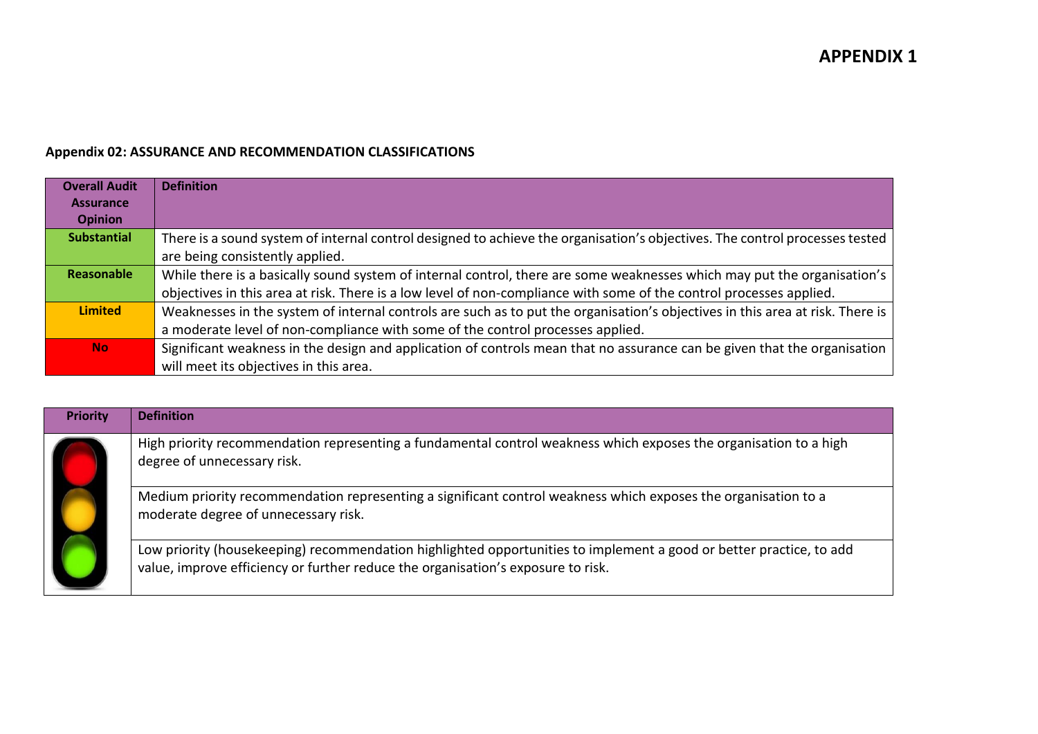# APPENDIX 1

**Appendix 02: ASSURANCE AND RECOMMENDATION CLASSIFICATIONS**

| Overall Audit Assurance Opinion | Definition |
|---|---|
| **Substantial** | There is a sound system of internal control designed to achieve the organisation's objectives. The control processes tested are being consistently applied. |
| **Reasonable** | While there is a basically sound system of internal control, there are some weaknesses which may put the organisation's objectives in this area at risk. There is a low level of non-compliance with some of the control processes applied. |
| **Limited** | Weaknesses in the system of internal controls are such as to put the organisation's objectives in this area at risk. There is a moderate level of non-compliance with some of the control processes applied. |
| **No** | Significant weakness in the design and application of controls mean that no assurance can be given that the organisation will meet its objectives in this area. |

| Priority | Definition |
|---|---|
| | High priority recommendation representing a fundamental control weakness which exposes the organisation to a high degree of unnecessary risk. |
| | Medium priority recommendation representing a significant control weakness which exposes the organisation to a moderate degree of unnecessary risk. |
| | Low priority (housekeeping) recommendation highlighted opportunities to implement a good or better practice, to add value, improve efficiency or further reduce the organisation's exposure to risk. |